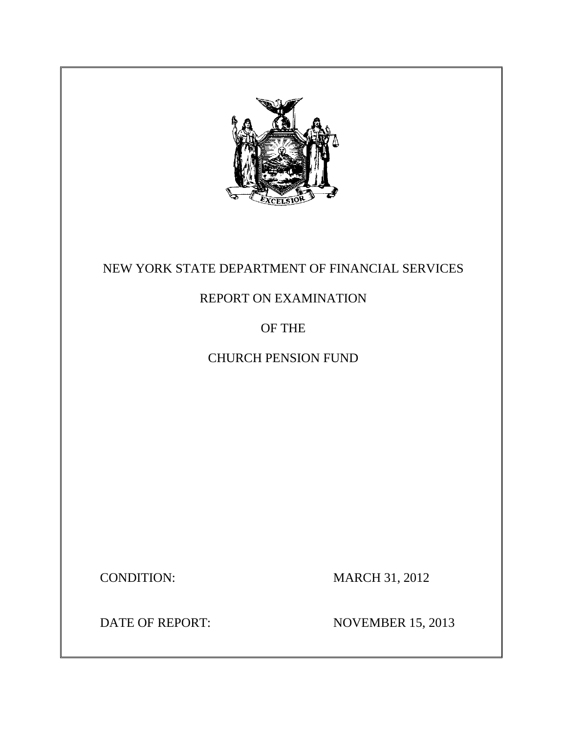# NEW YORK STATE DEPARTMENT OF FINANCIAL SERVICES

## REPORT ON EXAMINATION

## OF THE

## CHURCH PENSION FUND

CONDITION: MARCH 31, 2012

DATE OF REPORT: NOVEMBER 15, 2013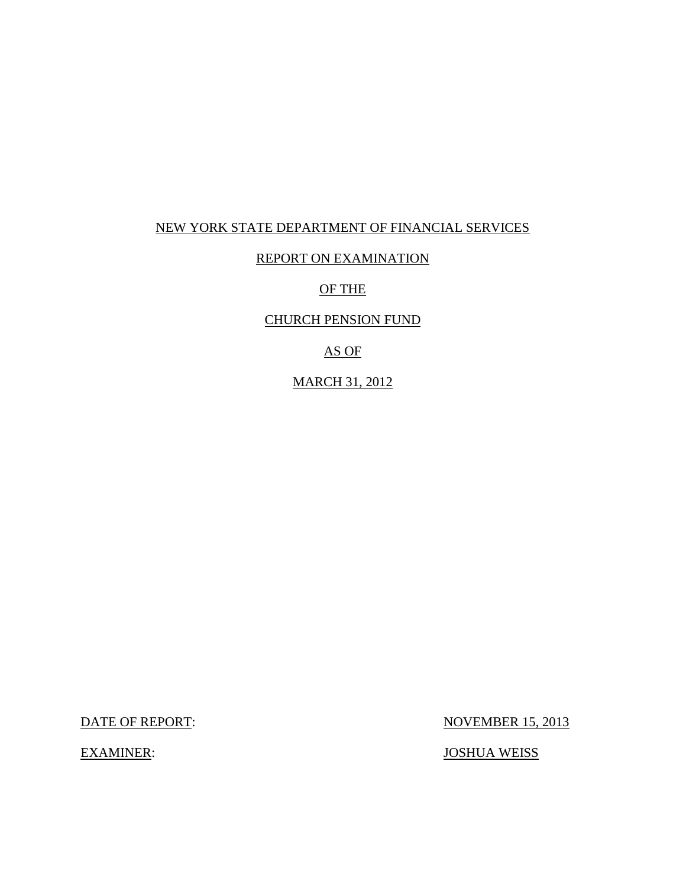NEW YORK STATE DEPARTMENT OF FINANCIAL SERVICES

REPORT ON EXAMINATION

OF THE

CHURCH PENSION FUND

AS OF

MARCH 31, 2012

DATE OF REPORT: NOVEMBER 15, 2013

EXAMINER: JOSHUA WEISS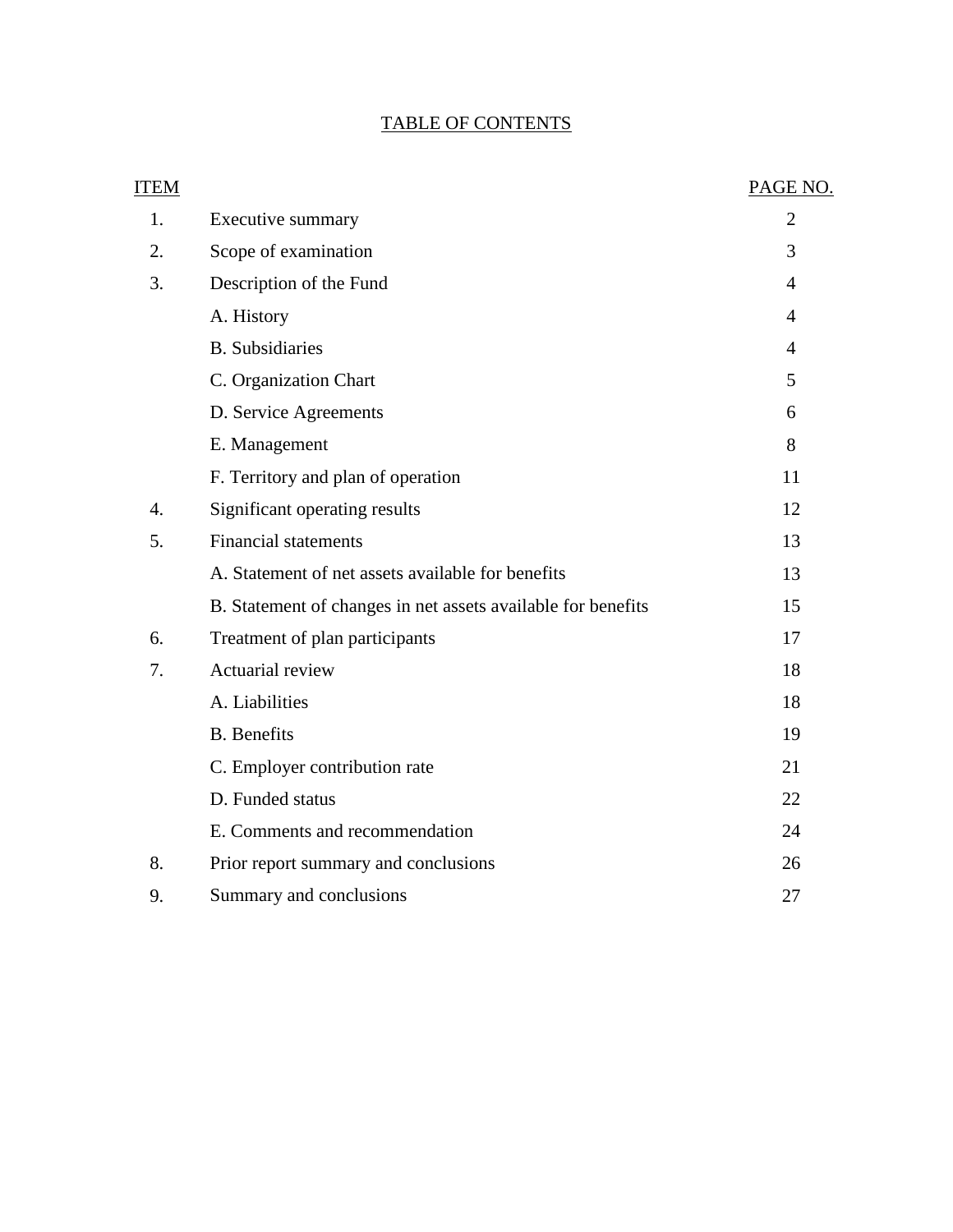## TABLE OF CONTENTS

| ITEM | | PAGE NO. |
|---|---|---|
| 1. | Executive summary | 2 |
| 2. | Scope of examination | 3 |
| 3. | Description of the Fund | 4 |
| | A. History | 4 |
| | B. Subsidiaries | 4 |
| | C. Organization Chart | 5 |
| | D. Service Agreements | 6 |
| | E. Management | 8 |
| | F. Territory and plan of operation | 11 |
| 4. | Significant operating results | 12 |
| 5. | Financial statements | 13 |
| | A. Statement of net assets available for benefits | 13 |
| | B. Statement of changes in net assets available for benefits | 15 |
| 6. | Treatment of plan participants | 17 |
| 7. | Actuarial review | 18 |
| | A. Liabilities | 18 |
| | B. Benefits | 19 |
| | C. Employer contribution rate | 21 |
| | D. Funded status | 22 |
| | E. Comments and recommendation | 24 |
| 8. | Prior report summary and conclusions | 26 |
| 9. | Summary and conclusions | 27 |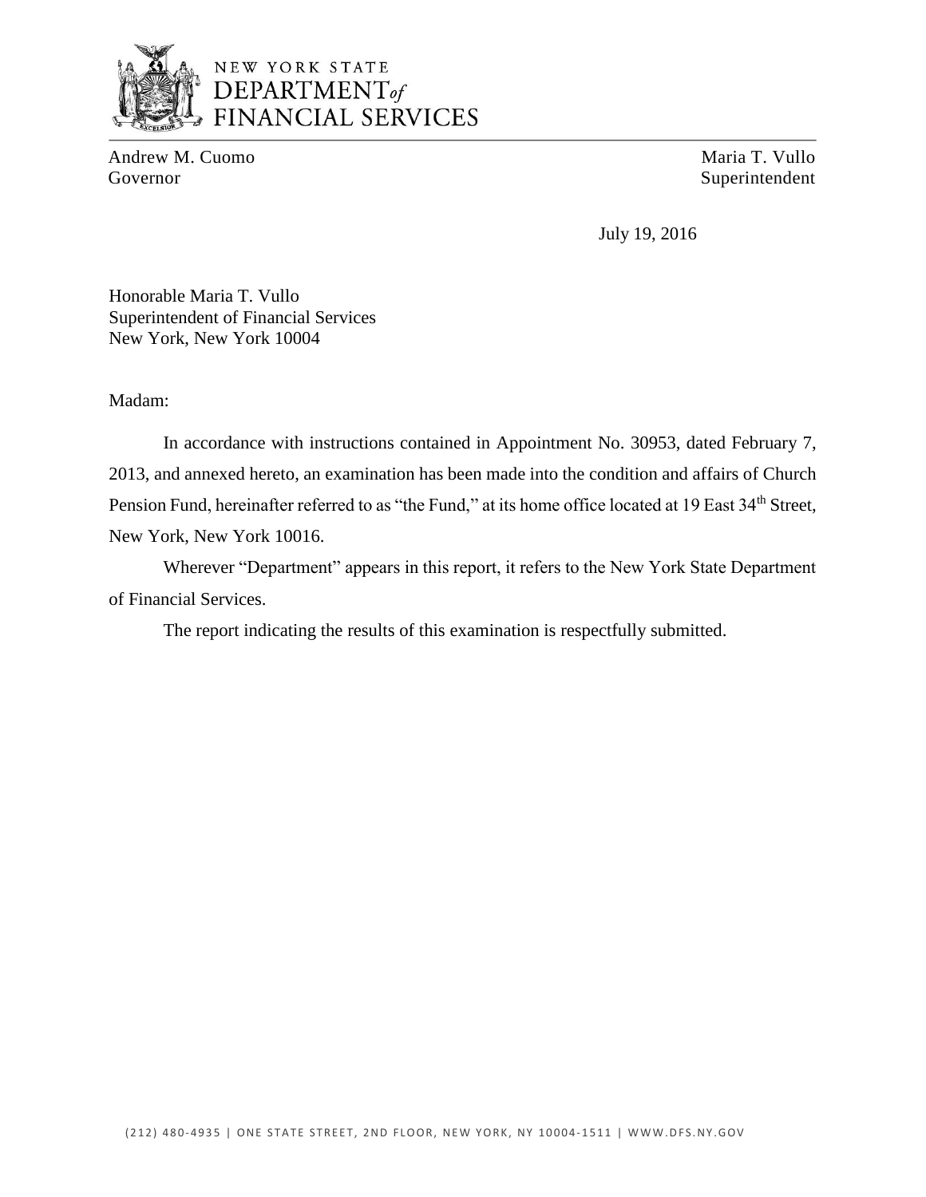NEW YORK STATE
DEPARTMENT of
FINANCIAL SERVICES

Andrew M. Cuomo
Governor

Maria T. Vullo
Superintendent

July 19, 2016

Honorable Maria T. Vullo
Superintendent of Financial Services
New York, New York 10004

Madam:

In accordance with instructions contained in Appointment No. 30953, dated February 7, 2013, and annexed hereto, an examination has been made into the condition and affairs of Church Pension Fund, hereinafter referred to as "the Fund," at its home office located at 19 East 34th Street, New York, New York 10016.

Wherever "Department" appears in this report, it refers to the New York State Department of Financial Services.

The report indicating the results of this examination is respectfully submitted.

(212) 480-4935 | ONE STATE STREET, 2ND FLOOR, NEW YORK, NY 10004-1511 | WWW.DFS.NY.GOV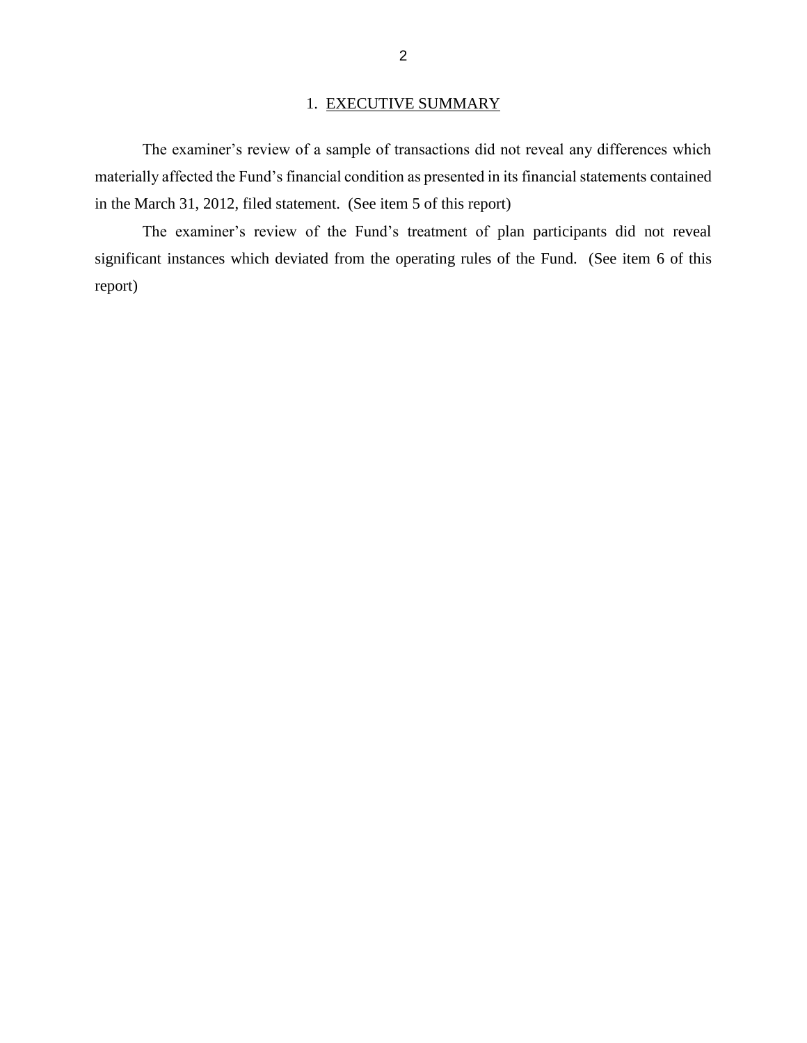## 1. EXECUTIVE SUMMARY

The examiner's review of a sample of transactions did not reveal any differences which materially affected the Fund's financial condition as presented in its financial statements contained in the March 31, 2012, filed statement. (See item 5 of this report)

The examiner's review of the Fund's treatment of plan participants did not reveal significant instances which deviated from the operating rules of the Fund. (See item 6 of this report)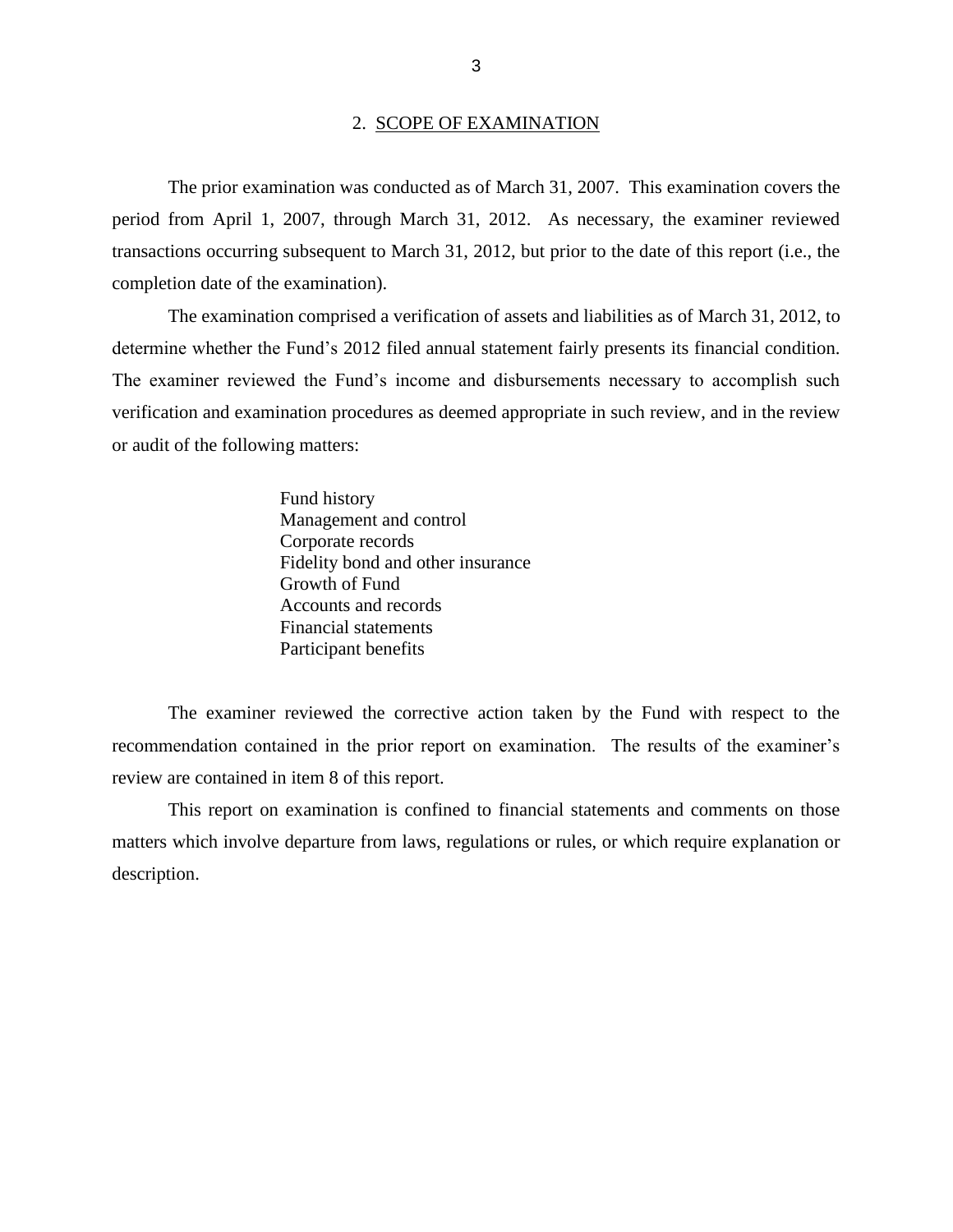## 2. SCOPE OF EXAMINATION

The prior examination was conducted as of March 31, 2007. This examination covers the period from April 1, 2007, through March 31, 2012. As necessary, the examiner reviewed transactions occurring subsequent to March 31, 2012, but prior to the date of this report (i.e., the completion date of the examination).

The examination comprised a verification of assets and liabilities as of March 31, 2012, to determine whether the Fund's 2012 filed annual statement fairly presents its financial condition. The examiner reviewed the Fund's income and disbursements necessary to accomplish such verification and examination procedures as deemed appropriate in such review, and in the review or audit of the following matters:

Fund history
Management and control
Corporate records
Fidelity bond and other insurance
Growth of Fund
Accounts and records
Financial statements
Participant benefits

The examiner reviewed the corrective action taken by the Fund with respect to the recommendation contained in the prior report on examination. The results of the examiner's review are contained in item 8 of this report.

This report on examination is confined to financial statements and comments on those matters which involve departure from laws, regulations or rules, or which require explanation or description.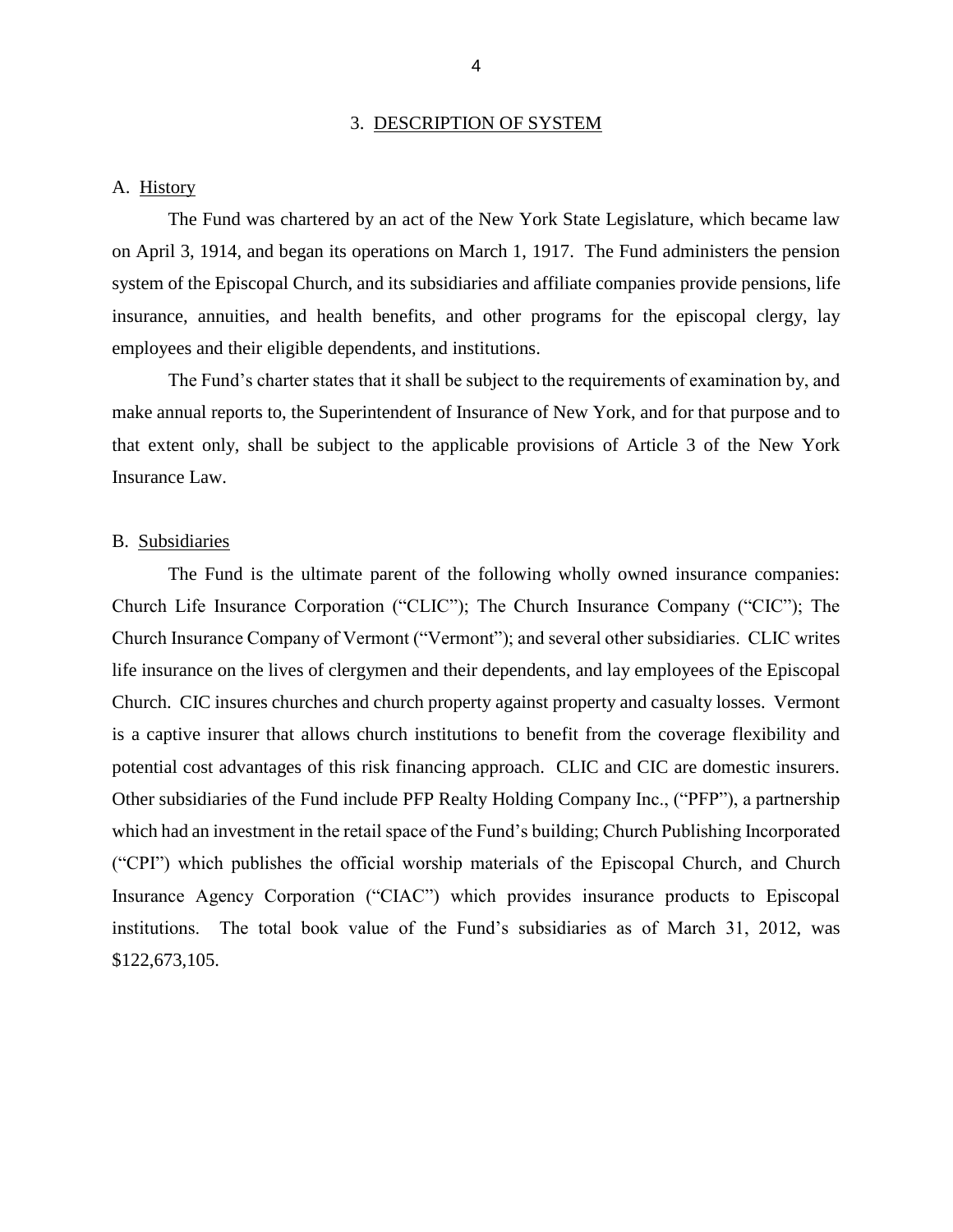## 3. DESCRIPTION OF SYSTEM

### A. History

The Fund was chartered by an act of the New York State Legislature, which became law on April 3, 1914, and began its operations on March 1, 1917. The Fund administers the pension system of the Episcopal Church, and its subsidiaries and affiliate companies provide pensions, life insurance, annuities, and health benefits, and other programs for the episcopal clergy, lay employees and their eligible dependents, and institutions.

The Fund's charter states that it shall be subject to the requirements of examination by, and make annual reports to, the Superintendent of Insurance of New York, and for that purpose and to that extent only, shall be subject to the applicable provisions of Article 3 of the New York Insurance Law.

### B. Subsidiaries

The Fund is the ultimate parent of the following wholly owned insurance companies: Church Life Insurance Corporation ("CLIC"); The Church Insurance Company ("CIC"); The Church Insurance Company of Vermont ("Vermont"); and several other subsidiaries. CLIC writes life insurance on the lives of clergymen and their dependents, and lay employees of the Episcopal Church. CIC insures churches and church property against property and casualty losses. Vermont is a captive insurer that allows church institutions to benefit from the coverage flexibility and potential cost advantages of this risk financing approach. CLIC and CIC are domestic insurers. Other subsidiaries of the Fund include PFP Realty Holding Company Inc., ("PFP"), a partnership which had an investment in the retail space of the Fund's building; Church Publishing Incorporated ("CPI") which publishes the official worship materials of the Episcopal Church, and Church Insurance Agency Corporation ("CIAC") which provides insurance products to Episcopal institutions. The total book value of the Fund's subsidiaries as of March 31, 2012, was $122,673,105.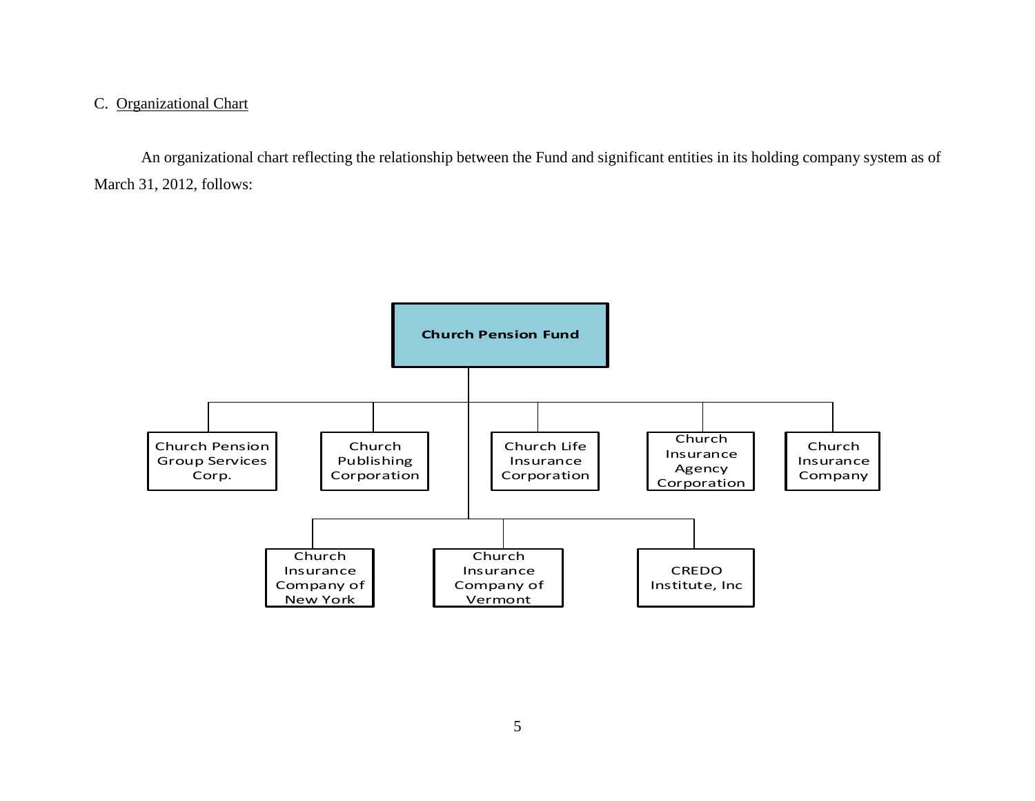C. Organizational Chart

An organizational chart reflecting the relationship between the Fund and significant entities in its holding company system as of March 31, 2012, follows:

**Church Pension Fund**

- Church Pension Group Services Corp.
- Church Publishing Corporation
- Church Life Insurance Corporation
- Church Insurance Agency Corporation
- Church Insurance Company
- Church Insurance Company of New York
- Church Insurance Company of Vermont
- CREDO Institute, Inc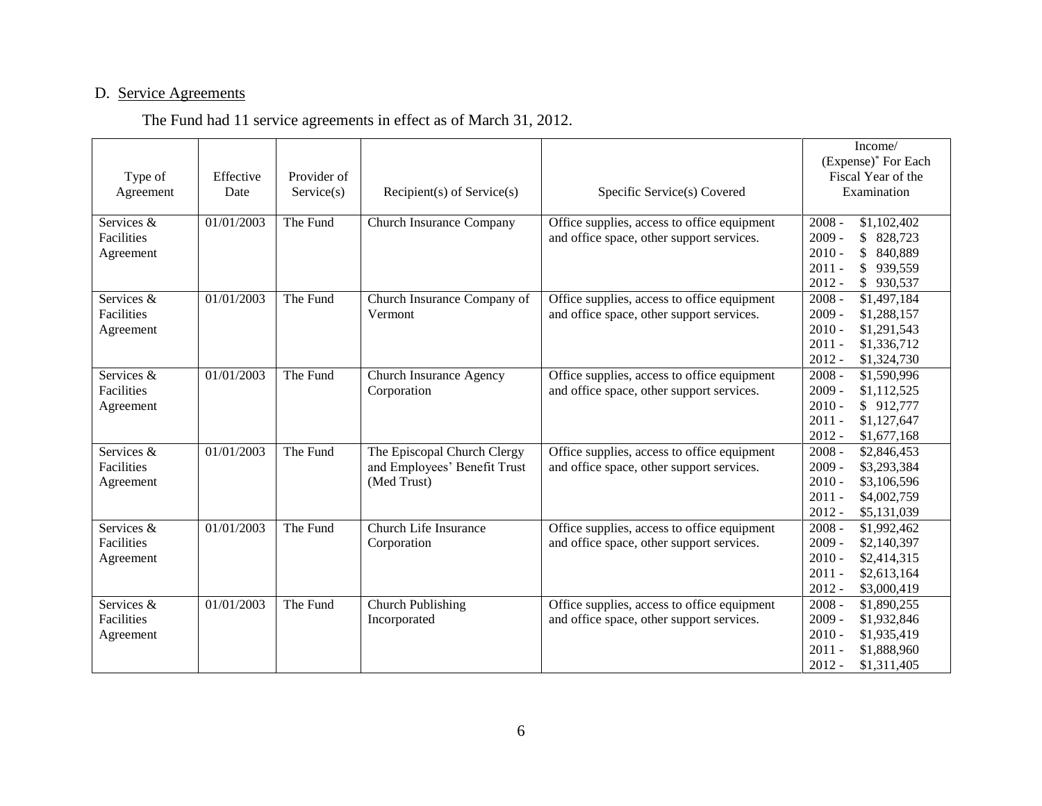D. Service Agreements

The Fund had 11 service agreements in effect as of March 31, 2012.

| Type of Agreement | Effective Date | Provider of Service(s) | Recipient(s) of Service(s) | Specific Service(s) Covered | Income/ (Expense)* For Each Fiscal Year of the Examination |
|---|---|---|---|---|---|
| Services & Facilities Agreement | 01/01/2003 | The Fund | Church Insurance Company | Office supplies, access to office equipment and office space, other support services. | 2008 - $1,102,402<br>2009 - $ 828,723<br>2010 - $ 840,889<br>2011 - $ 939,559<br>2012 - $ 930,537 |
| Services & Facilities Agreement | 01/01/2003 | The Fund | Church Insurance Company of Vermont | Office supplies, access to office equipment and office space, other support services. | 2008 - $1,497,184<br>2009 - $1,288,157<br>2010 - $1,291,543<br>2011 - $1,336,712<br>2012 - $1,324,730 |
| Services & Facilities Agreement | 01/01/2003 | The Fund | Church Insurance Agency Corporation | Office supplies, access to office equipment and office space, other support services. | 2008 - $1,590,996<br>2009 - $1,112,525<br>2010 - $ 912,777<br>2011 - $1,127,647<br>2012 - $1,677,168 |
| Services & Facilities Agreement | 01/01/2003 | The Fund | The Episcopal Church Clergy and Employees' Benefit Trust (Med Trust) | Office supplies, access to office equipment and office space, other support services. | 2008 - $2,846,453<br>2009 - $3,293,384<br>2010 - $3,106,596<br>2011 - $4,002,759<br>2012 - $5,131,039 |
| Services & Facilities Agreement | 01/01/2003 | The Fund | Church Life Insurance Corporation | Office supplies, access to office equipment and office space, other support services. | 2008 - $1,992,462<br>2009 - $2,140,397<br>2010 - $2,414,315<br>2011 - $2,613,164<br>2012 - $3,000,419 |
| Services & Facilities Agreement | 01/01/2003 | The Fund | Church Publishing Incorporated | Office supplies, access to office equipment and office space, other support services. | 2008 - $1,890,255<br>2009 - $1,932,846<br>2010 - $1,935,419<br>2011 - $1,888,960<br>2012 - $1,311,405 |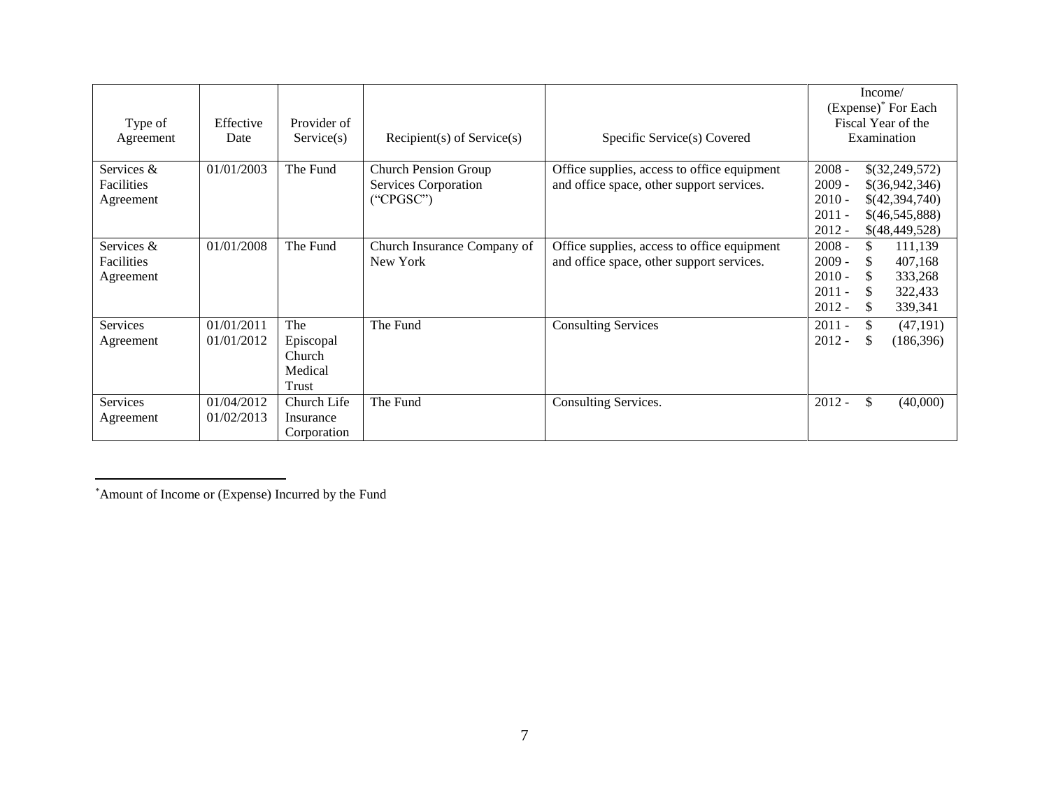| Type of Agreement | Effective Date | Provider of Service(s) | Recipient(s) of Service(s) | Specific Service(s) Covered | Income/ (Expense)* For Each Fiscal Year of the Examination |
|---|---|---|---|---|---|
| Services & Facilities Agreement | 01/01/2003 | The Fund | Church Pension Group Services Corporation ("CPGSC") | Office supplies, access to office equipment and office space, other support services. | 2008 - $(32,249,572)<br>2009 - $(36,942,346)<br>2010 - $(42,394,740)<br>2011 - $(46,545,888)<br>2012 - $(48,449,528) |
| Services & Facilities Agreement | 01/01/2008 | The Fund | Church Insurance Company of New York | Office supplies, access to office equipment and office space, other support services. | 2008 - $ 111,139<br>2009 - $ 407,168<br>2010 - $ 333,268<br>2011 - $ 322,433<br>2012 - $ 339,341 |
| Services Agreement | 01/01/2011<br>01/01/2012 | The Episcopal Church Medical Trust | The Fund | Consulting Services | 2011 - $ (47,191)<br>2012 - $ (186,396) |
| Services Agreement | 01/04/2012<br>01/02/2013 | Church Life Insurance Corporation | The Fund | Consulting Services. | 2012 - $ (40,000) |

*Amount of Income or (Expense) Incurred by the Fund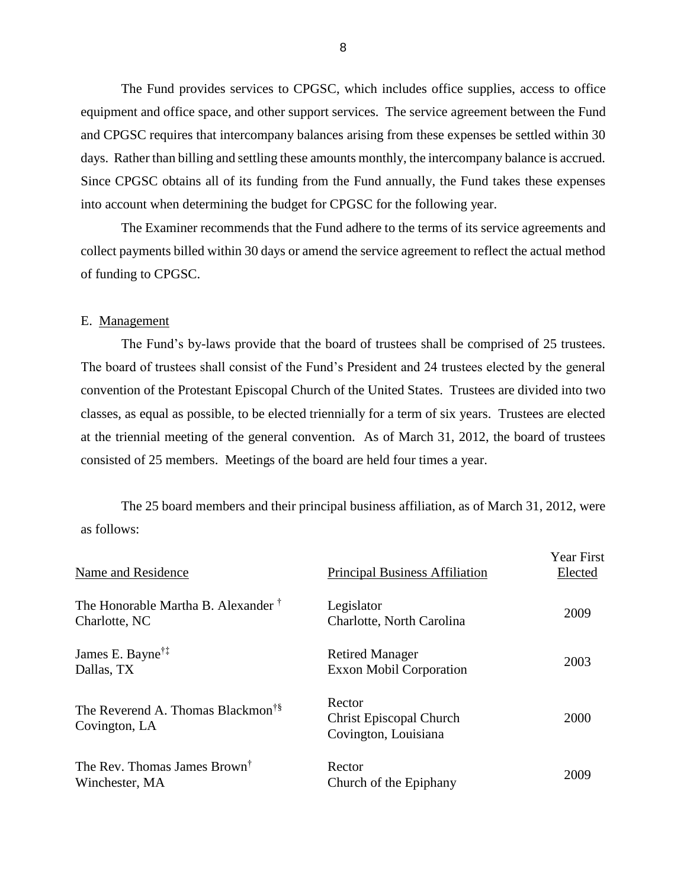The Fund provides services to CPGSC, which includes office supplies, access to office equipment and office space, and other support services. The service agreement between the Fund and CPGSC requires that intercompany balances arising from these expenses be settled within 30 days. Rather than billing and settling these amounts monthly, the intercompany balance is accrued. Since CPGSC obtains all of its funding from the Fund annually, the Fund takes these expenses into account when determining the budget for CPGSC for the following year.

The Examiner recommends that the Fund adhere to the terms of its service agreements and collect payments billed within 30 days or amend the service agreement to reflect the actual method of funding to CPGSC.

E. Management

The Fund's by-laws provide that the board of trustees shall be comprised of 25 trustees. The board of trustees shall consist of the Fund's President and 24 trustees elected by the general convention of the Protestant Episcopal Church of the United States. Trustees are divided into two classes, as equal as possible, to be elected triennially for a term of six years. Trustees are elected at the triennial meeting of the general convention. As of March 31, 2012, the board of trustees consisted of 25 members. Meetings of the board are held four times a year.

The 25 board members and their principal business affiliation, as of March 31, 2012, were as follows:

| Name and Residence | Principal Business Affiliation | Year First Elected |
|---|---|---|
| The Honorable Martha B. Alexander † <br> Charlotte, NC | Legislator <br> Charlotte, North Carolina | 2009 |
| James E. Bayne†‡ <br> Dallas, TX | Retired Manager <br> Exxon Mobil Corporation | 2003 |
| The Reverend A. Thomas Blackmon†§ <br> Covington, LA | Rector <br> Christ Episcopal Church <br> Covington, Louisiana | 2000 |
| The Rev. Thomas James Brown† <br> Winchester, MA | Rector <br> Church of the Epiphany | 2009 |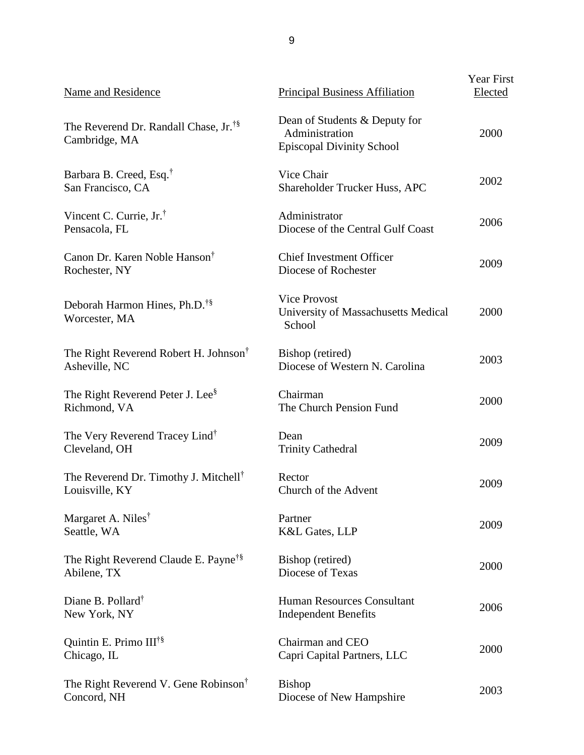| Name and Residence | Principal Business Affiliation | Year First Elected |
|---|---|---|
| The Reverend Dr. Randall Chase, Jr.[†§] Cambridge, MA | Dean of Students & Deputy for Administration Episcopal Divinity School | 2000 |
| Barbara B. Creed, Esq.[†] San Francisco, CA | Vice Chair Shareholder Trucker Huss, APC | 2002 |
| Vincent C. Currie, Jr.[†] Pensacola, FL | Administrator Diocese of the Central Gulf Coast | 2006 |
| Canon Dr. Karen Noble Hanson[†] Rochester, NY | Chief Investment Officer Diocese of Rochester | 2009 |
| Deborah Harmon Hines, Ph.D.[†§] Worcester, MA | Vice Provost University of Massachusetts Medical School | 2000 |
| The Right Reverend Robert H. Johnson[†] Asheville, NC | Bishop (retired) Diocese of Western N. Carolina | 2003 |
| The Right Reverend Peter J. Lee[§] Richmond, VA | Chairman The Church Pension Fund | 2000 |
| The Very Reverend Tracey Lind[†] Cleveland, OH | Dean Trinity Cathedral | 2009 |
| The Reverend Dr. Timothy J. Mitchell[†] Louisville, KY | Rector Church of the Advent | 2009 |
| Margaret A. Niles[†] Seattle, WA | Partner K&L Gates, LLP | 2009 |
| The Right Reverend Claude E. Payne[†§] Abilene, TX | Bishop (retired) Diocese of Texas | 2000 |
| Diane B. Pollard[†] New York, NY | Human Resources Consultant Independent Benefits | 2006 |
| Quintin E. Primo III[†§] Chicago, IL | Chairman and CEO Capri Capital Partners, LLC | 2000 |
| The Right Reverend V. Gene Robinson[†] Concord, NH | Bishop Diocese of New Hampshire | 2003 |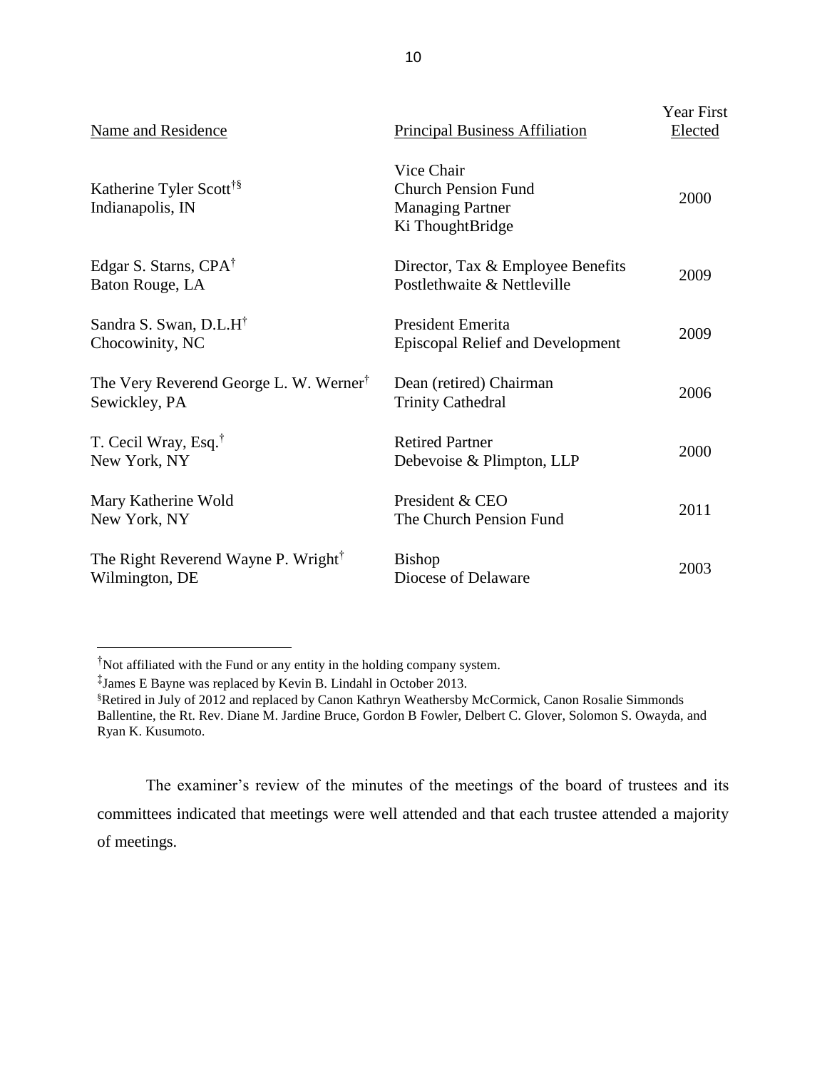| Name and Residence | Principal Business Affiliation | Year First Elected |
|---|---|---|
| Katherine Tyler Scott†§<br>Indianapolis, IN | Vice Chair<br>Church Pension Fund<br>Managing Partner<br>Ki ThoughtBridge | 2000 |
| Edgar S. Starns, CPA†<br>Baton Rouge, LA | Director, Tax & Employee Benefits<br>Postlethwaite & Nettleville | 2009 |
| Sandra S. Swan, D.L.H†<br>Chocowinity, NC | President Emerita<br>Episcopal Relief and Development | 2009 |
| The Very Reverend George L. W. Werner†<br>Sewickley, PA | Dean (retired) Chairman<br>Trinity Cathedral | 2006 |
| T. Cecil Wray, Esq.†<br>New York, NY | Retired Partner<br>Debevoise & Plimpton, LLP | 2000 |
| Mary Katherine Wold<br>New York, NY | President & CEO<br>The Church Pension Fund | 2011 |
| The Right Reverend Wayne P. Wright†<br>Wilmington, DE | Bishop<br>Diocese of Delaware | 2003 |

†Not affiliated with the Fund or any entity in the holding company system.

‡James E Bayne was replaced by Kevin B. Lindahl in October 2013.

§Retired in July of 2012 and replaced by Canon Kathryn Weathersby McCormick, Canon Rosalie Simmonds Ballentine, the Rt. Rev. Diane M. Jardine Bruce, Gordon B Fowler, Delbert C. Glover, Solomon S. Owayda, and Ryan K. Kusumoto.

The examiner's review of the minutes of the meetings of the board of trustees and its committees indicated that meetings were well attended and that each trustee attended a majority of meetings.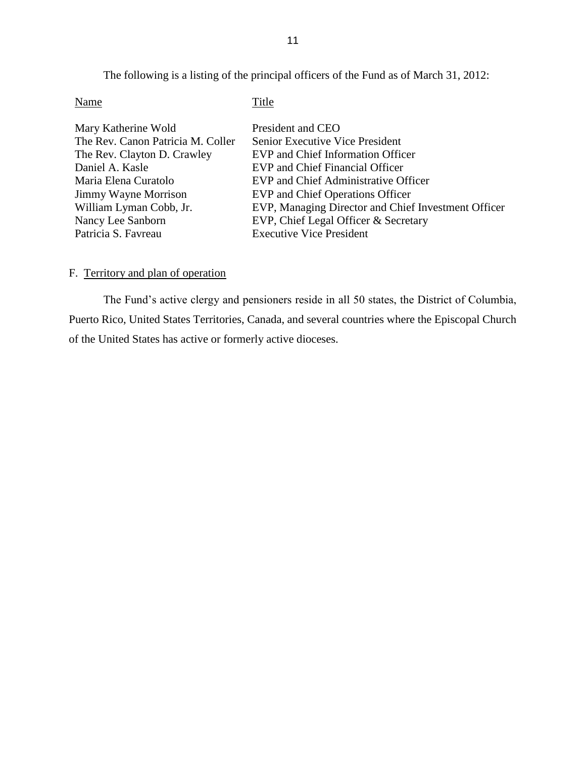The following is a listing of the principal officers of the Fund as of March 31, 2012:

| Name | Title |
|---|---|
| Mary Katherine Wold | President and CEO |
| The Rev. Canon Patricia M. Coller | Senior Executive Vice President |
| The Rev. Clayton D. Crawley | EVP and Chief Information Officer |
| Daniel A. Kasle | EVP and Chief Financial Officer |
| Maria Elena Curatolo | EVP and Chief Administrative Officer |
| Jimmy Wayne Morrison | EVP and Chief Operations Officer |
| William Lyman Cobb, Jr. | EVP, Managing Director and Chief Investment Officer |
| Nancy Lee Sanborn | EVP, Chief Legal Officer & Secretary |
| Patricia S. Favreau | Executive Vice President |

F. Territory and plan of operation

The Fund's active clergy and pensioners reside in all 50 states, the District of Columbia, Puerto Rico, United States Territories, Canada, and several countries where the Episcopal Church of the United States has active or formerly active dioceses.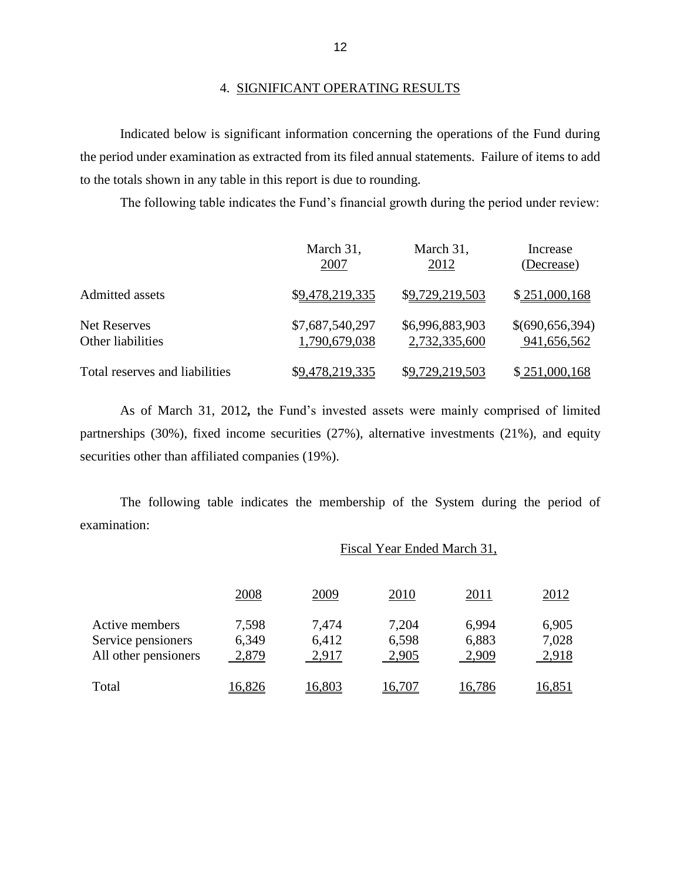## 4. SIGNIFICANT OPERATING RESULTS

Indicated below is significant information concerning the operations of the Fund during the period under examination as extracted from its filed annual statements. Failure of items to add to the totals shown in any table in this report is due to rounding.

The following table indicates the Fund's financial growth during the period under review:

| | March 31, 2007 | March 31, 2012 | Increase (Decrease) |
|---|---|---|---|
| Admitted assets | $9,478,219,335 | $9,729,219,503 | $ 251,000,168 |
| Net Reserves | $7,687,540,297 | $6,996,883,903 | $(690,656,394) |
| Other liabilities | 1,790,679,038 | 2,732,335,600 | 941,656,562 |
| Total reserves and liabilities | $9,478,219,335 | $9,729,219,503 | $ 251,000,168 |

As of March 31, 2012**,** the Fund's invested assets were mainly comprised of limited partnerships (30%), fixed income securities (27%), alternative investments (21%), and equity securities other than affiliated companies (19%).

The following table indicates the membership of the System during the period of examination:

| | Fiscal Year Ended March 31, | | | | |
|---|---|---|---|---|---|
| | 2008 | 2009 | 2010 | 2011 | 2012 |
| Active members | 7,598 | 7,474 | 7,204 | 6,994 | 6,905 |
| Service pensioners | 6,349 | 6,412 | 6,598 | 6,883 | 7,028 |
| All other pensioners | 2,879 | 2,917 | 2,905 | 2,909 | 2,918 |
| Total | 16,826 | 16,803 | 16,707 | 16,786 | 16,851 |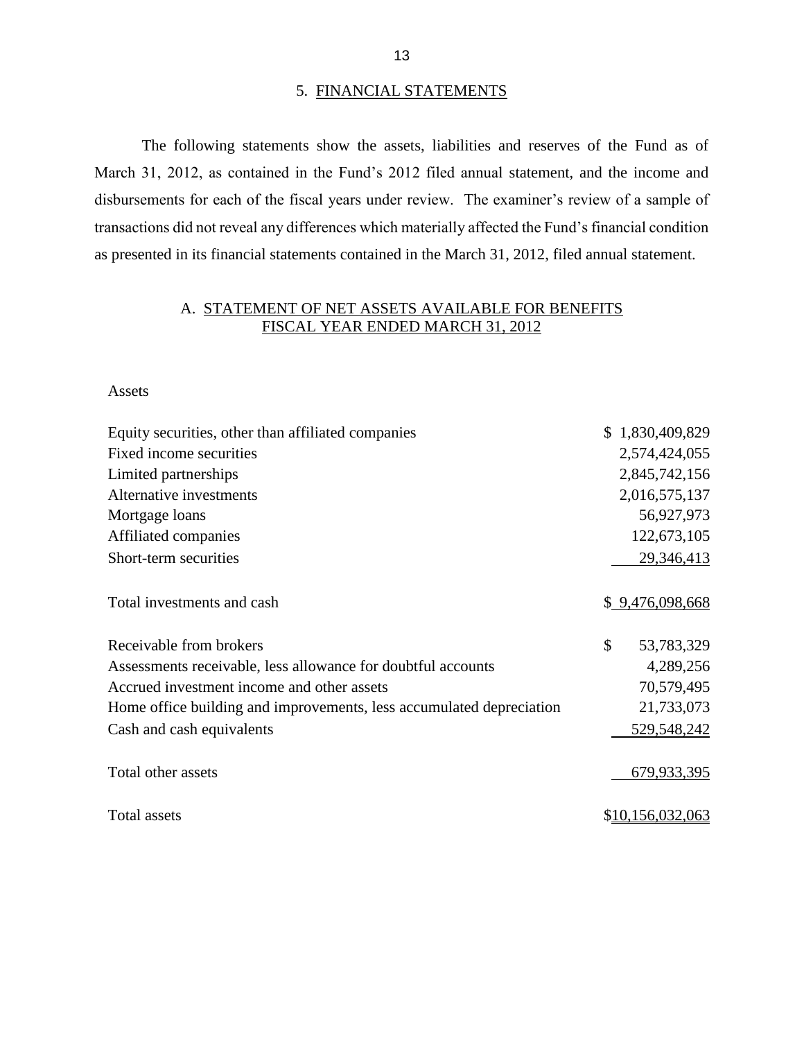## 5. FINANCIAL STATEMENTS

The following statements show the assets, liabilities and reserves of the Fund as of March 31, 2012, as contained in the Fund's 2012 filed annual statement, and the income and disbursements for each of the fiscal years under review. The examiner's review of a sample of transactions did not reveal any differences which materially affected the Fund's financial condition as presented in its financial statements contained in the March 31, 2012, filed annual statement.

### A. STATEMENT OF NET ASSETS AVAILABLE FOR BENEFITS FISCAL YEAR ENDED MARCH 31, 2012

| Assets | |
|---|---|
| Equity securities, other than affiliated companies | $ 1,830,409,829 |
| Fixed income securities | 2,574,424,055 |
| Limited partnerships | 2,845,742,156 |
| Alternative investments | 2,016,575,137 |
| Mortgage loans | 56,927,973 |
| Affiliated companies | 122,673,105 |
| Short-term securities | 29,346,413 |
| Total investments and cash | $ 9,476,098,668 |
| Receivable from brokers | $ 53,783,329 |
| Assessments receivable, less allowance for doubtful accounts | 4,289,256 |
| Accrued investment income and other assets | 70,579,495 |
| Home office building and improvements, less accumulated depreciation | 21,733,073 |
| Cash and cash equivalents | 529,548,242 |
| Total other assets | 679,933,395 |
| Total assets | $10,156,032,063 |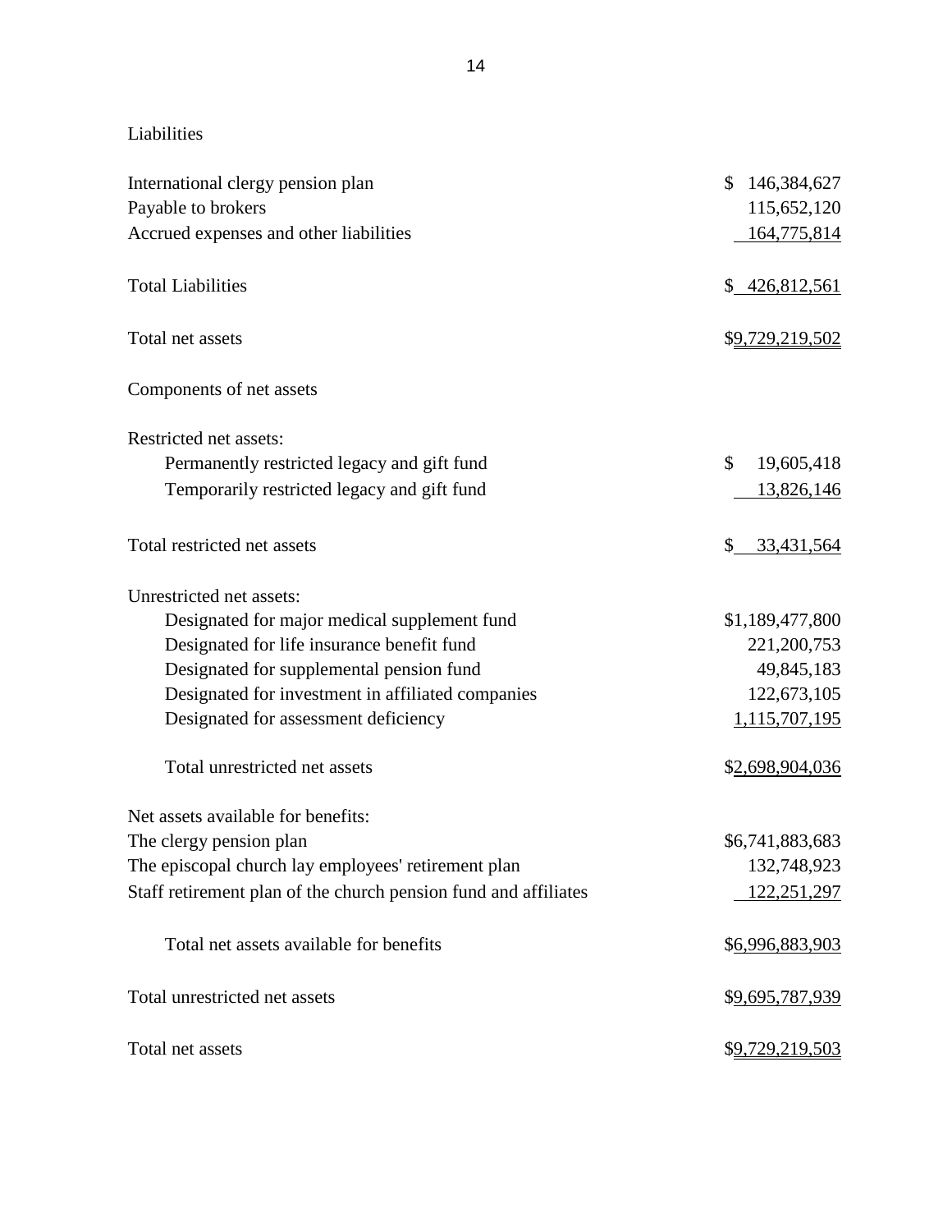Liabilities

| | |
|---|---|
| International clergy pension plan | $ 146,384,627 |
| Payable to brokers | 115,652,120 |
| Accrued expenses and other liabilities | 164,775,814 |
| Total Liabilities | $ 426,812,561 |
| Total net assets | $9,729,219,502 |

Components of net assets

| | |
|---|---|
| Restricted net assets: | |
| Permanently restricted legacy and gift fund | $ 19,605,418 |
| Temporarily restricted legacy and gift fund | 13,826,146 |
| Total restricted net assets | $ 33,431,564 |
| Unrestricted net assets: | |
| Designated for major medical supplement fund | $1,189,477,800 |
| Designated for life insurance benefit fund | 221,200,753 |
| Designated for supplemental pension fund | 49,845,183 |
| Designated for investment in affiliated companies | 122,673,105 |
| Designated for assessment deficiency | 1,115,707,195 |
| Total unrestricted net assets | $2,698,904,036 |
| Net assets available for benefits: | |
| The clergy pension plan | $6,741,883,683 |
| The episcopal church lay employees' retirement plan | 132,748,923 |
| Staff retirement plan of the church pension fund and affiliates | 122,251,297 |
| Total net assets available for benefits | $6,996,883,903 |
| Total unrestricted net assets | $9,695,787,939 |
| Total net assets | $9,729,219,503 |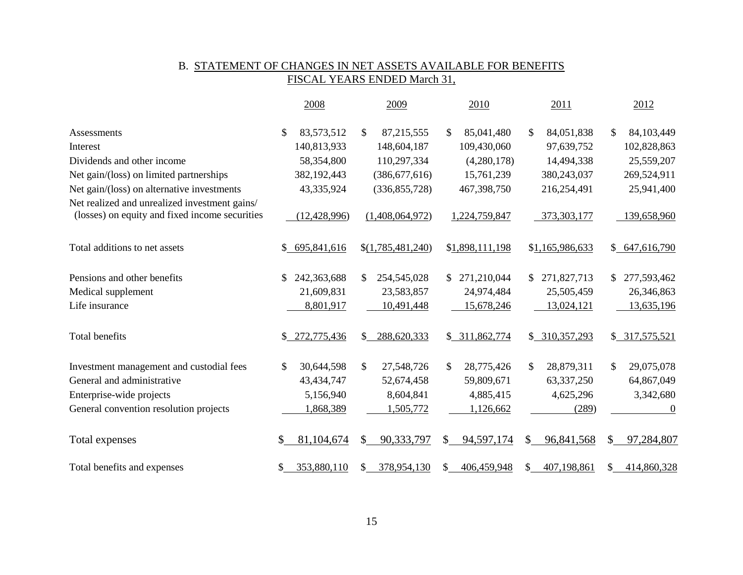## B. STATEMENT OF CHANGES IN NET ASSETS AVAILABLE FOR BENEFITS
### FISCAL YEARS ENDED March 31,

| | 2008 | 2009 | 2010 | 2011 | 2012 |
|---|---|---|---|---|---|
| Assessments | $ 83,573,512 | $ 87,215,555 | $ 85,041,480 | $ 84,051,838 | $ 84,103,449 |
| Interest | 140,813,933 | 148,604,187 | 109,430,060 | 97,639,752 | 102,828,863 |
| Dividends and other income | 58,354,800 | 110,297,334 | (4,280,178) | 14,494,338 | 25,559,207 |
| Net gain/(loss) on limited partnerships | 382,192,443 | (386,677,616) | 15,761,239 | 380,243,037 | 269,524,911 |
| Net gain/(loss) on alternative investments | 43,335,924 | (336,855,728) | 467,398,750 | 216,254,491 | 25,941,400 |
| Net realized and unrealized investment gains/ (losses) on equity and fixed income securities | (12,428,996) | (1,408,064,972) | 1,224,759,847 | 373,303,177 | 139,658,960 |
| Total additions to net assets | $ 695,841,616 | $(1,785,481,240) | $1,898,111,198 | $1,165,986,633 | $ 647,616,790 |
| Pensions and other benefits | $ 242,363,688 | $ 254,545,028 | $ 271,210,044 | $ 271,827,713 | $ 277,593,462 |
| Medical supplement | 21,609,831 | 23,583,857 | 24,974,484 | 25,505,459 | 26,346,863 |
| Life insurance | 8,801,917 | 10,491,448 | 15,678,246 | 13,024,121 | 13,635,196 |
| Total benefits | $ 272,775,436 | $ 288,620,333 | $ 311,862,774 | $ 310,357,293 | $ 317,575,521 |
| Investment management and custodial fees | $ 30,644,598 | $ 27,548,726 | $ 28,775,426 | $ 28,879,311 | $ 29,075,078 |
| General and administrative | 43,434,747 | 52,674,458 | 59,809,671 | 63,337,250 | 64,867,049 |
| Enterprise-wide projects | 5,156,940 | 8,604,841 | 4,885,415 | 4,625,296 | 3,342,680 |
| General convention resolution projects | 1,868,389 | 1,505,772 | 1,126,662 | (289) | 0 |
| Total expenses | $ 81,104,674 | $ 90,333,797 | $ 94,597,174 | $ 96,841,568 | $ 97,284,807 |
| Total benefits and expenses | $ 353,880,110 | $ 378,954,130 | $ 406,459,948 | $ 407,198,861 | $ 414,860,328 |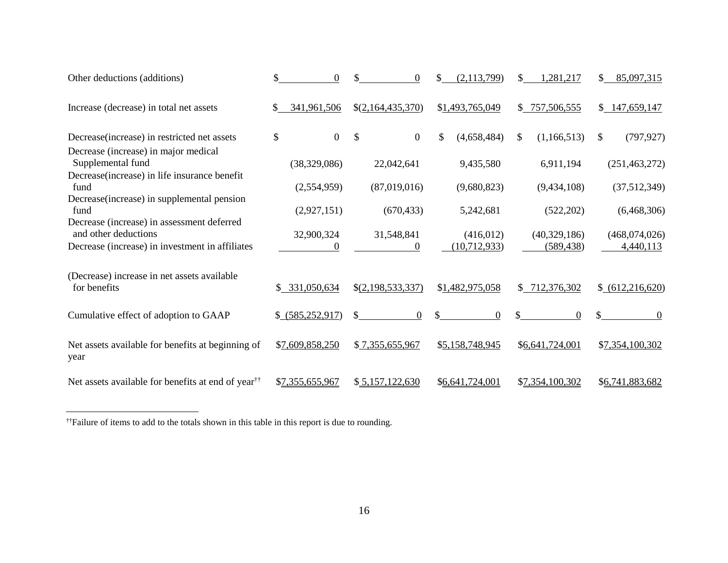| | | | | | |
|---|---|---|---|---|---|
| Other deductions (additions) | $ 0 | $ 0 | $ (2,113,799) | $ 1,281,217 | $ 85,097,315 |
| Increase (decrease) in total net assets | $ 341,961,506 | $(2,164,435,370) | $1,493,765,049 | $ 757,506,555 | $ 147,659,147 |
| Decrease(increase) in restricted net assets | $ 0 | $ 0 | $ (4,658,484) | $ (1,166,513) | $ (797,927) |
| Decrease (increase) in major medical Supplemental fund | (38,329,086) | 22,042,641 | 9,435,580 | 6,911,194 | (251,463,272) |
| Decrease(increase) in life insurance benefit fund | (2,554,959) | (87,019,016) | (9,680,823) | (9,434,108) | (37,512,349) |
| Decrease(increase) in supplemental pension fund | (2,927,151) | (670,433) | 5,242,681 | (522,202) | (6,468,306) |
| Decrease (increase) in assessment deferred and other deductions | 32,900,324 | 31,548,841 | (416,012) | (40,329,186) | (468,074,026) |
| Decrease (increase) in investment in affiliates | 0 | 0 | (10,712,933) | (589,438) | 4,440,113 |
| (Decrease) increase in net assets available for benefits | $ 331,050,634 | $(2,198,533,337) | $1,482,975,058 | $ 712,376,302 | $ (612,216,620) |
| Cumulative effect of adoption to GAAP | $ (585,252,917) | $ 0 | $ 0 | $ 0 | $ 0 |
| Net assets available for benefits at beginning of year | $7,609,858,250 | $ 7,355,655,967 | $5,158,748,945 | $6,641,724,001 | $7,354,100,302 |
| Net assets available for benefits at end of year†† | $7,355,655,967 | $ 5,157,122,630 | $6,641,724,001 | $7,354,100,302 | $6,741,883,682 |

††Failure of items to add to the totals shown in this table in this report is due to rounding.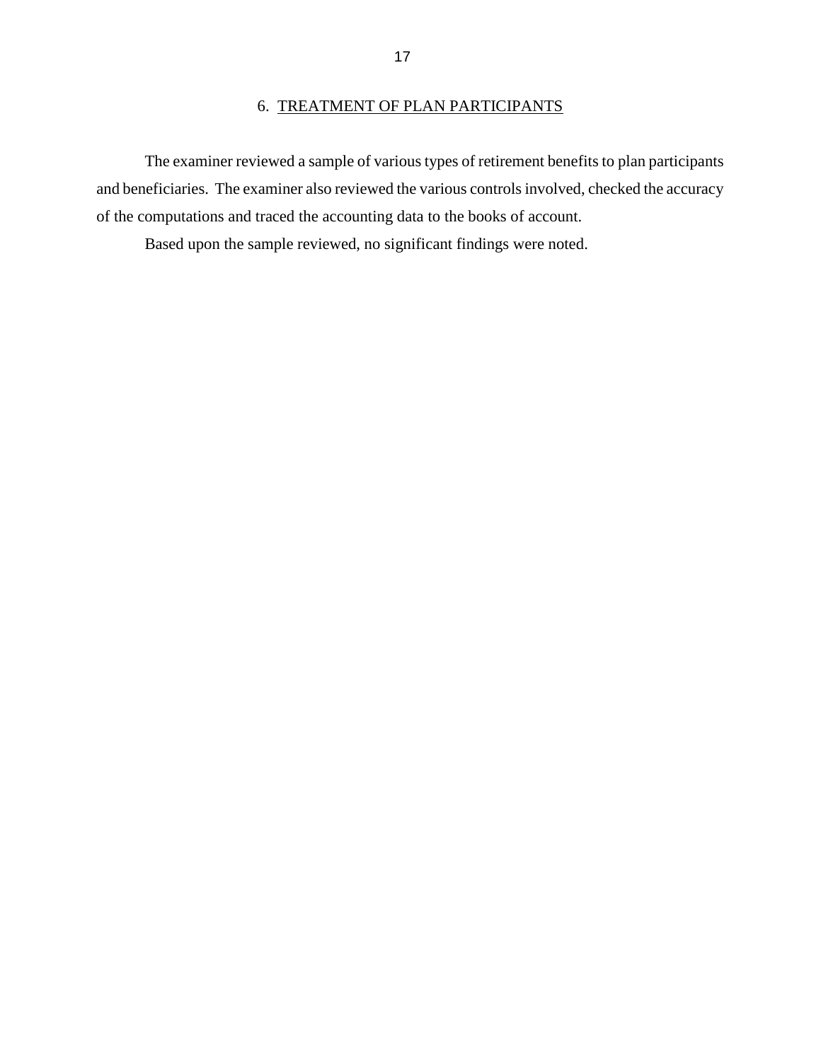## 6. TREATMENT OF PLAN PARTICIPANTS

The examiner reviewed a sample of various types of retirement benefits to plan participants and beneficiaries. The examiner also reviewed the various controls involved, checked the accuracy of the computations and traced the accounting data to the books of account.

Based upon the sample reviewed, no significant findings were noted.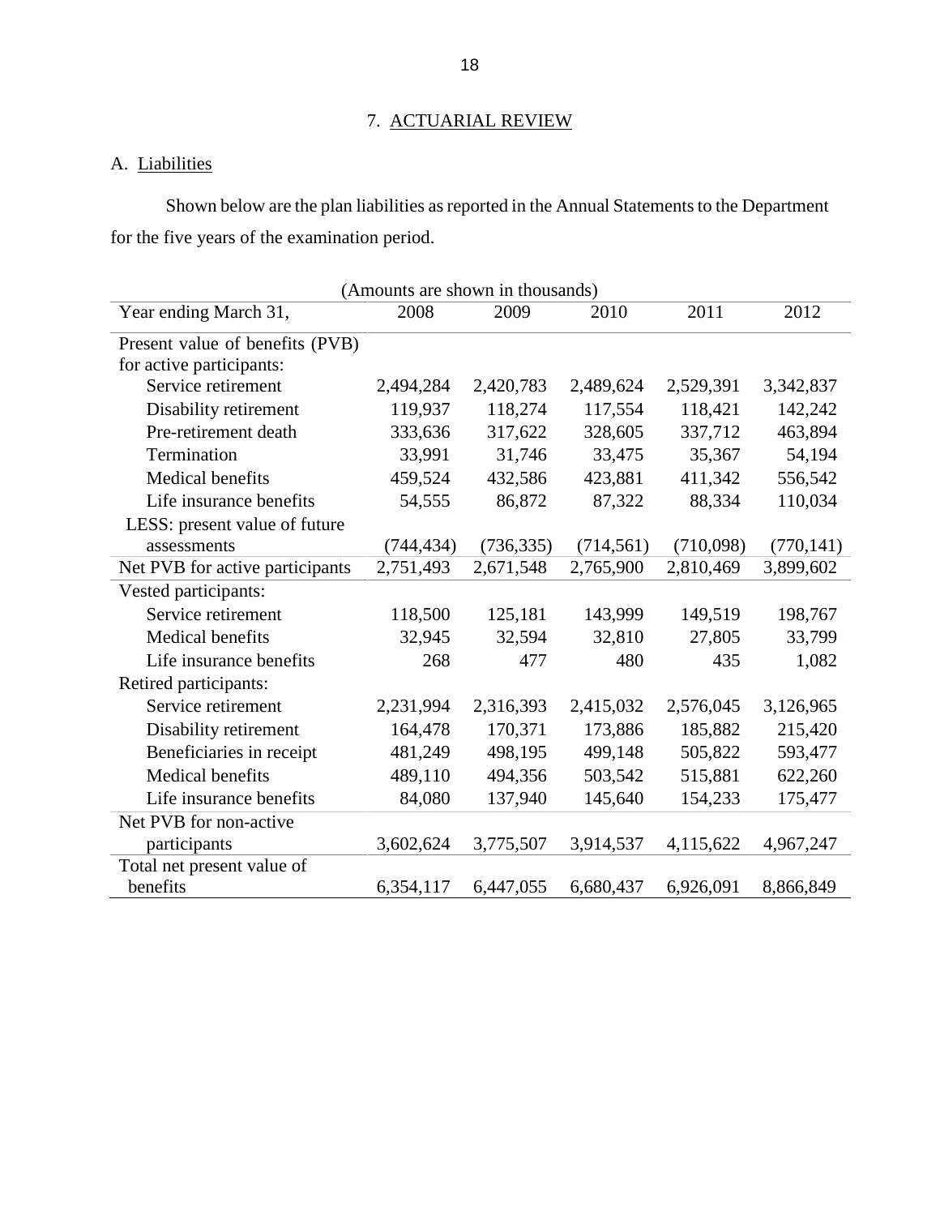## 7. ACTUARIAL REVIEW

### A. Liabilities

Shown below are the plan liabilities as reported in the Annual Statements to the Department for the five years of the examination period.

(Amounts are shown in thousands)

| Year ending March 31, | 2008 | 2009 | 2010 | 2011 | 2012 |
|---|---|---|---|---|---|
| Present value of benefits (PVB) for active participants: | | | | | |
| Service retirement | 2,494,284 | 2,420,783 | 2,489,624 | 2,529,391 | 3,342,837 |
| Disability retirement | 119,937 | 118,274 | 117,554 | 118,421 | 142,242 |
| Pre-retirement death | 333,636 | 317,622 | 328,605 | 337,712 | 463,894 |
| Termination | 33,991 | 31,746 | 33,475 | 35,367 | 54,194 |
| Medical benefits | 459,524 | 432,586 | 423,881 | 411,342 | 556,542 |
| Life insurance benefits | 54,555 | 86,872 | 87,322 | 88,334 | 110,034 |
| LESS: present value of future assessments | (744,434) | (736,335) | (714,561) | (710,098) | (770,141) |
| Net PVB for active participants | 2,751,493 | 2,671,548 | 2,765,900 | 2,810,469 | 3,899,602 |
| Vested participants: | | | | | |
| Service retirement | 118,500 | 125,181 | 143,999 | 149,519 | 198,767 |
| Medical benefits | 32,945 | 32,594 | 32,810 | 27,805 | 33,799 |
| Life insurance benefits | 268 | 477 | 480 | 435 | 1,082 |
| Retired participants: | | | | | |
| Service retirement | 2,231,994 | 2,316,393 | 2,415,032 | 2,576,045 | 3,126,965 |
| Disability retirement | 164,478 | 170,371 | 173,886 | 185,882 | 215,420 |
| Beneficiaries in receipt | 481,249 | 498,195 | 499,148 | 505,822 | 593,477 |
| Medical benefits | 489,110 | 494,356 | 503,542 | 515,881 | 622,260 |
| Life insurance benefits | 84,080 | 137,940 | 145,640 | 154,233 | 175,477 |
| Net PVB for non-active participants | 3,602,624 | 3,775,507 | 3,914,537 | 4,115,622 | 4,967,247 |
| Total net present value of benefits | 6,354,117 | 6,447,055 | 6,680,437 | 6,926,091 | 8,866,849 |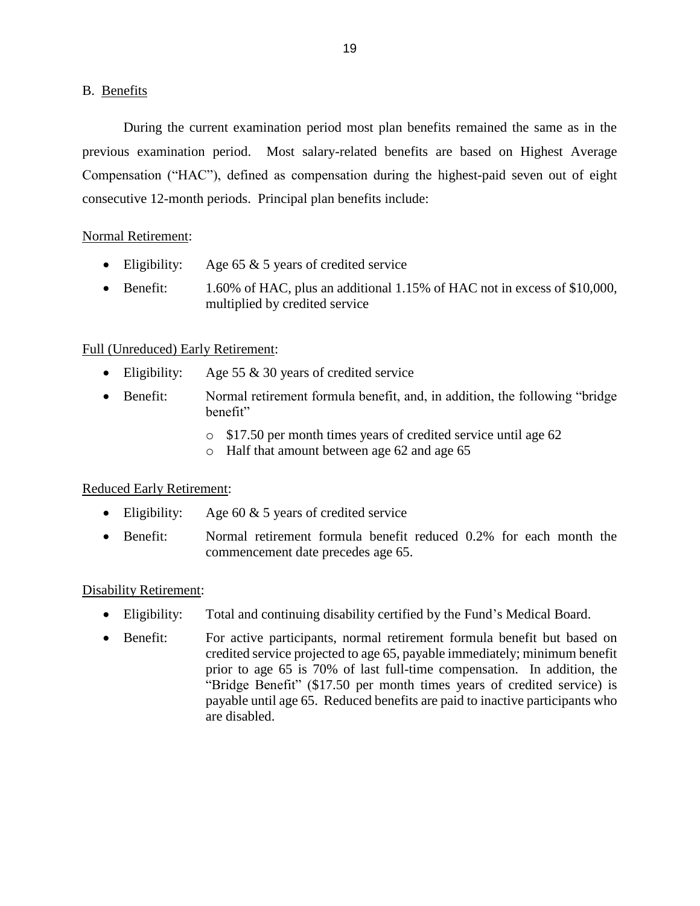## B. Benefits

During the current examination period most plan benefits remained the same as in the previous examination period. Most salary-related benefits are based on Highest Average Compensation ("HAC"), defined as compensation during the highest-paid seven out of eight consecutive 12-month periods. Principal plan benefits include:

Normal Retirement:

- Eligibility: Age 65 & 5 years of credited service
- Benefit: 1.60% of HAC, plus an additional 1.15% of HAC not in excess of $10,000, multiplied by credited service

Full (Unreduced) Early Retirement:

- Eligibility: Age 55 & 30 years of credited service
- Benefit: Normal retirement formula benefit, and, in addition, the following "bridge benefit"
  - $17.50 per month times years of credited service until age 62
  - Half that amount between age 62 and age 65

Reduced Early Retirement:

- Eligibility: Age 60 & 5 years of credited service
- Benefit: Normal retirement formula benefit reduced 0.2% for each month the commencement date precedes age 65.

Disability Retirement:

- Eligibility: Total and continuing disability certified by the Fund's Medical Board.
- Benefit: For active participants, normal retirement formula benefit but based on credited service projected to age 65, payable immediately; minimum benefit prior to age 65 is 70% of last full-time compensation. In addition, the "Bridge Benefit" ($17.50 per month times years of credited service) is payable until age 65. Reduced benefits are paid to inactive participants who are disabled.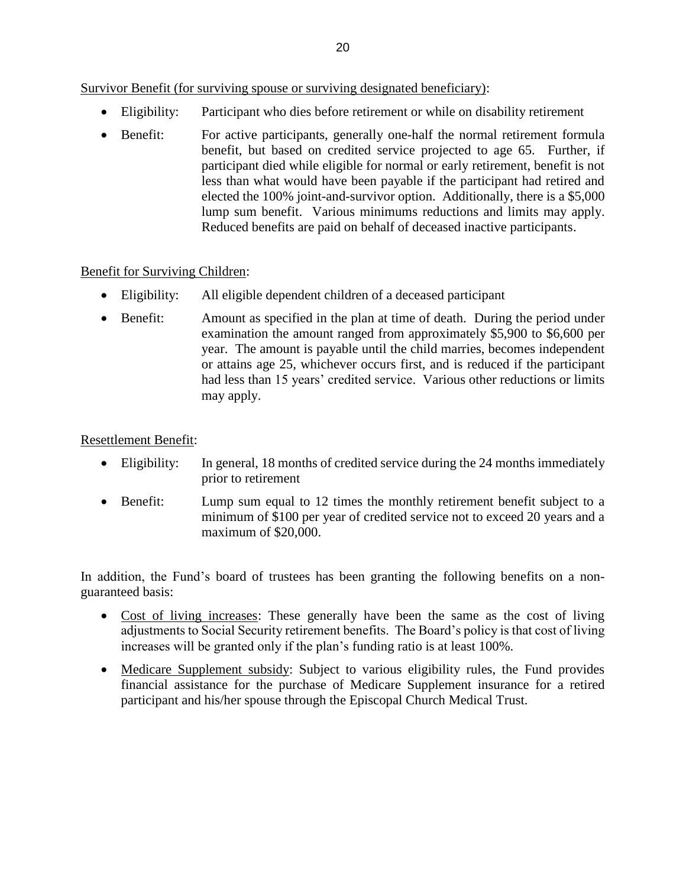Survivor Benefit (for surviving spouse or surviving designated beneficiary):

- Eligibility: Participant who dies before retirement or while on disability retirement
- Benefit: For active participants, generally one-half the normal retirement formula benefit, but based on credited service projected to age 65. Further, if participant died while eligible for normal or early retirement, benefit is not less than what would have been payable if the participant had retired and elected the 100% joint-and-survivor option. Additionally, there is a $5,000 lump sum benefit. Various minimums reductions and limits may apply. Reduced benefits are paid on behalf of deceased inactive participants.

Benefit for Surviving Children:

- Eligibility: All eligible dependent children of a deceased participant
- Benefit: Amount as specified in the plan at time of death. During the period under examination the amount ranged from approximately $5,900 to $6,600 per year. The amount is payable until the child marries, becomes independent or attains age 25, whichever occurs first, and is reduced if the participant had less than 15 years' credited service. Various other reductions or limits may apply.

Resettlement Benefit:

- Eligibility: In general, 18 months of credited service during the 24 months immediately prior to retirement
- Benefit: Lump sum equal to 12 times the monthly retirement benefit subject to a minimum of $100 per year of credited service not to exceed 20 years and a maximum of $20,000.

In addition, the Fund's board of trustees has been granting the following benefits on a non-guaranteed basis:

- Cost of living increases: These generally have been the same as the cost of living adjustments to Social Security retirement benefits. The Board's policy is that cost of living increases will be granted only if the plan's funding ratio is at least 100%.
- Medicare Supplement subsidy: Subject to various eligibility rules, the Fund provides financial assistance for the purchase of Medicare Supplement insurance for a retired participant and his/her spouse through the Episcopal Church Medical Trust.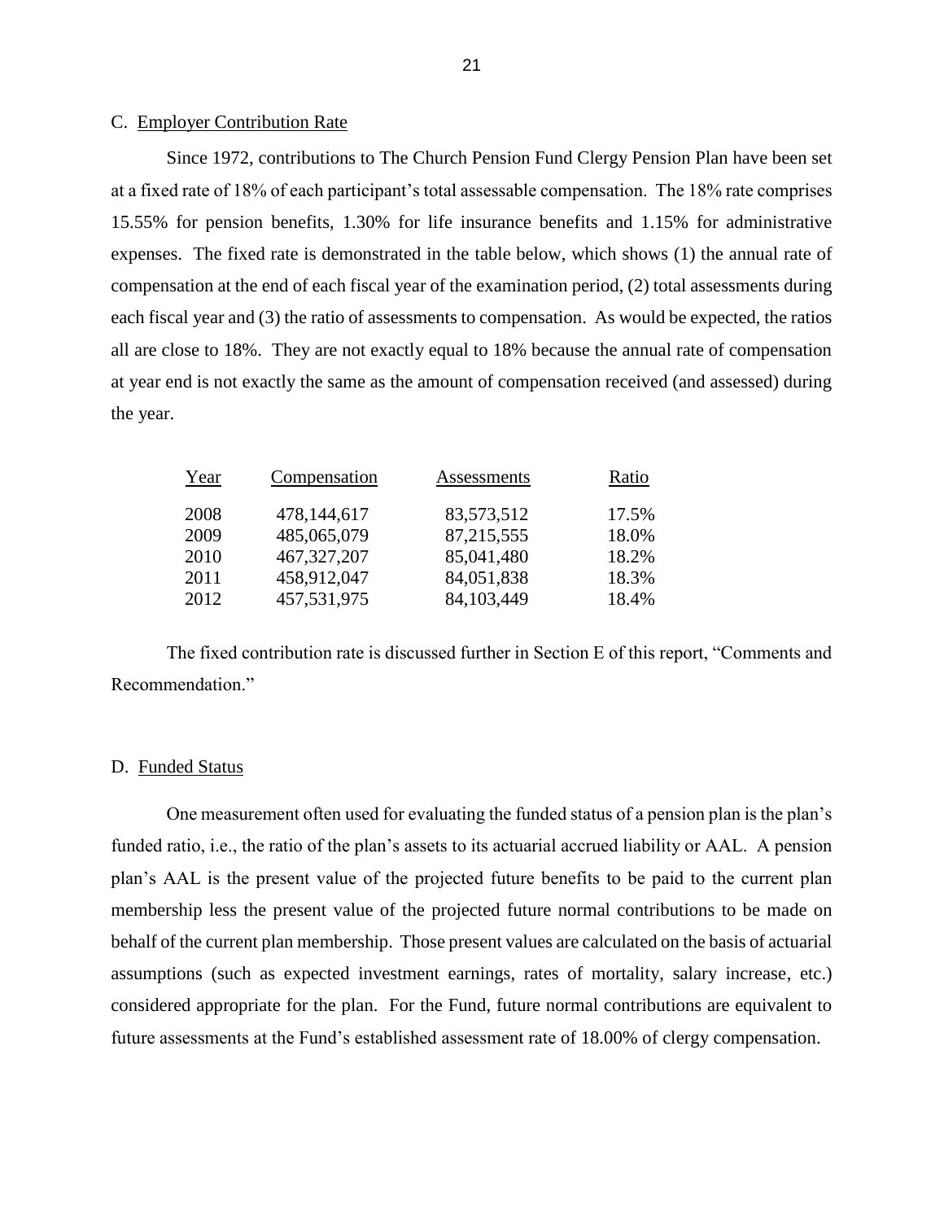### C. Employer Contribution Rate

Since 1972, contributions to The Church Pension Fund Clergy Pension Plan have been set at a fixed rate of 18% of each participant's total assessable compensation. The 18% rate comprises 15.55% for pension benefits, 1.30% for life insurance benefits and 1.15% for administrative expenses. The fixed rate is demonstrated in the table below, which shows (1) the annual rate of compensation at the end of each fiscal year of the examination period, (2) total assessments during each fiscal year and (3) the ratio of assessments to compensation. As would be expected, the ratios all are close to 18%. They are not exactly equal to 18% because the annual rate of compensation at year end is not exactly the same as the amount of compensation received (and assessed) during the year.

| Year | Compensation | Assessments | Ratio |
|---|---|---|---|
| 2008 | 478,144,617 | 83,573,512 | 17.5% |
| 2009 | 485,065,079 | 87,215,555 | 18.0% |
| 2010 | 467,327,207 | 85,041,480 | 18.2% |
| 2011 | 458,912,047 | 84,051,838 | 18.3% |
| 2012 | 457,531,975 | 84,103,449 | 18.4% |

The fixed contribution rate is discussed further in Section E of this report, "Comments and Recommendation."

### D. Funded Status

One measurement often used for evaluating the funded status of a pension plan is the plan's funded ratio, i.e., the ratio of the plan's assets to its actuarial accrued liability or AAL. A pension plan's AAL is the present value of the projected future benefits to be paid to the current plan membership less the present value of the projected future normal contributions to be made on behalf of the current plan membership. Those present values are calculated on the basis of actuarial assumptions (such as expected investment earnings, rates of mortality, salary increase, etc.) considered appropriate for the plan. For the Fund, future normal contributions are equivalent to future assessments at the Fund's established assessment rate of 18.00% of clergy compensation.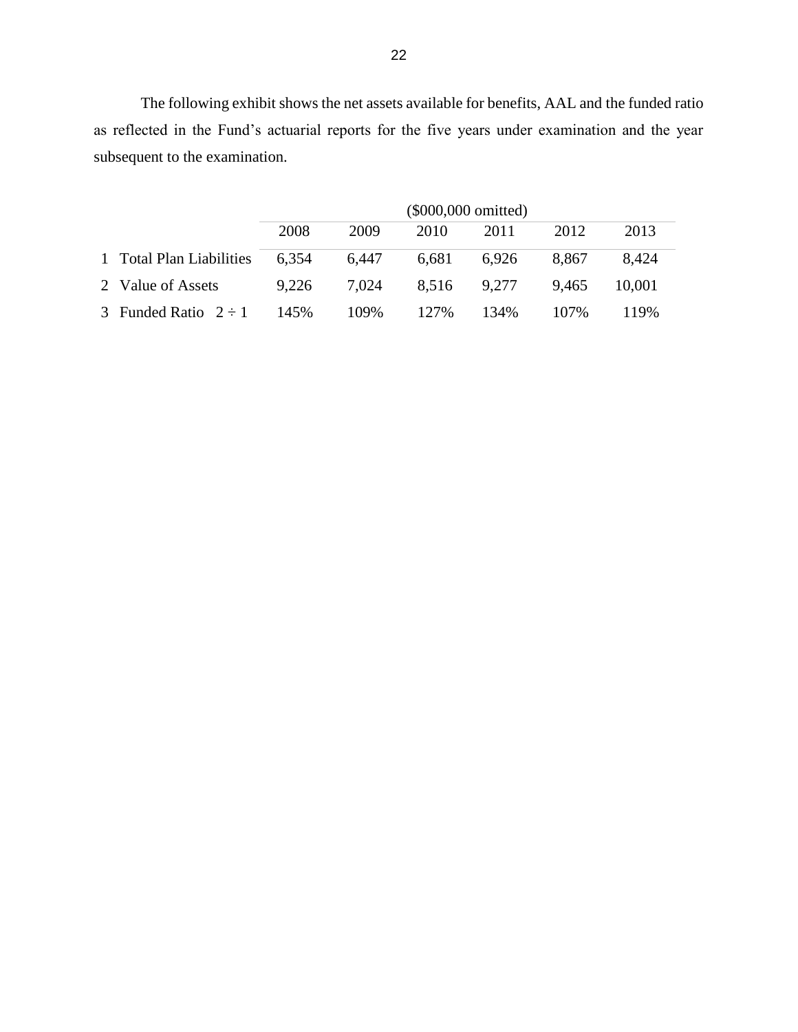The following exhibit shows the net assets available for benefits, AAL and the funded ratio as reflected in the Fund's actuarial reports for the five years under examination and the year subsequent to the examination.

| | | ($000,000 omitted) | | | | | |
|---|---|---|---|---|---|---|---|
| | | 2008 | 2009 | 2010 | 2011 | 2012 | 2013 |
| 1 | Total Plan Liabilities | 6,354 | 6,447 | 6,681 | 6,926 | 8,867 | 8,424 |
| 2 | Value of Assets | 9,226 | 7,024 | 8,516 | 9,277 | 9,465 | 10,001 |
| 3 | Funded Ratio 2 ÷ 1 | 145% | 109% | 127% | 134% | 107% | 119% |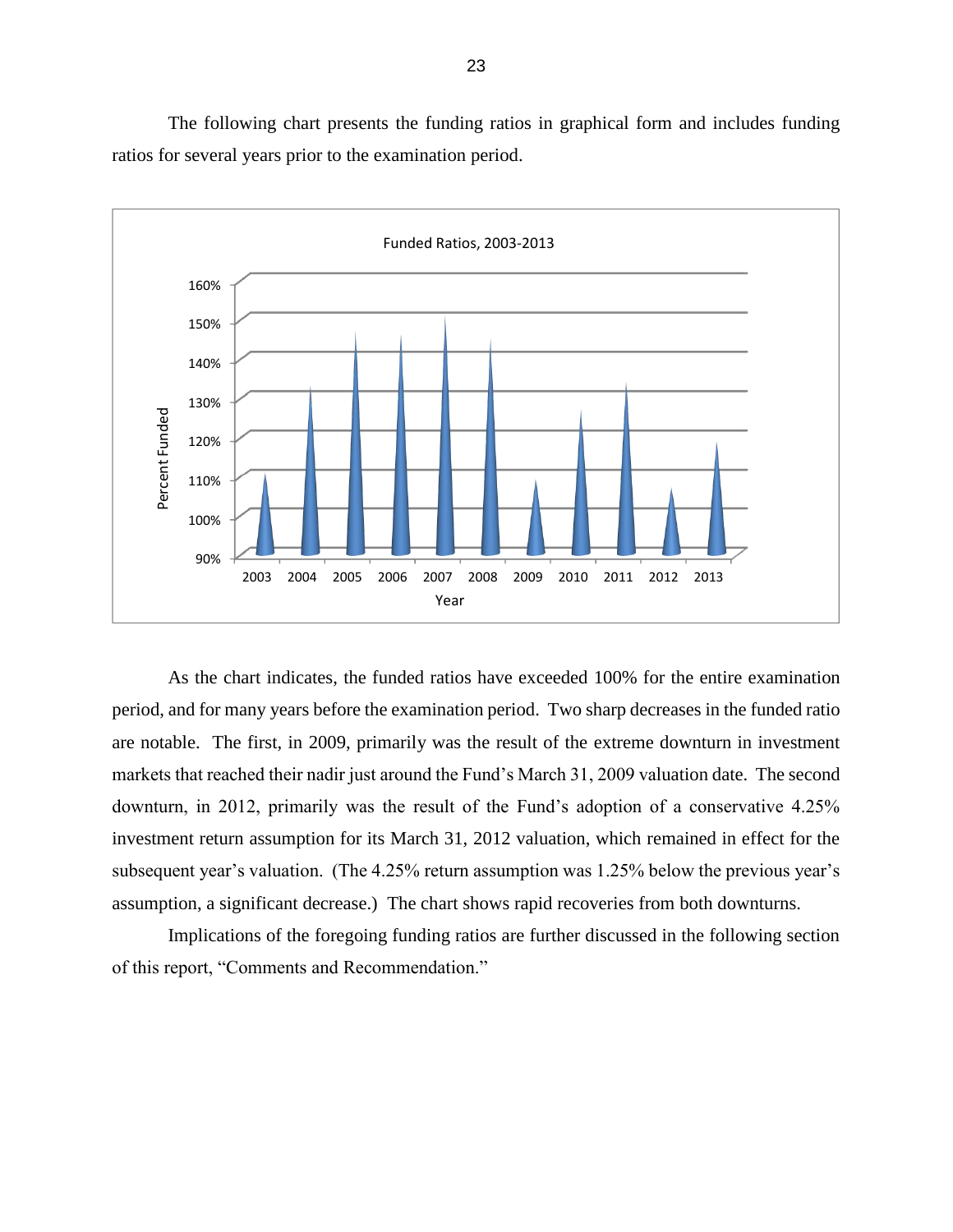The following chart presents the funding ratios in graphical form and includes funding ratios for several years prior to the examination period.

Funded Ratios, 2003-2013

As the chart indicates, the funded ratios have exceeded 100% for the entire examination period, and for many years before the examination period. Two sharp decreases in the funded ratio are notable. The first, in 2009, primarily was the result of the extreme downturn in investment markets that reached their nadir just around the Fund's March 31, 2009 valuation date. The second downturn, in 2012, primarily was the result of the Fund's adoption of a conservative 4.25% investment return assumption for its March 31, 2012 valuation, which remained in effect for the subsequent year's valuation. (The 4.25% return assumption was 1.25% below the previous year's assumption, a significant decrease.) The chart shows rapid recoveries from both downturns.

Implications of the foregoing funding ratios are further discussed in the following section of this report, "Comments and Recommendation."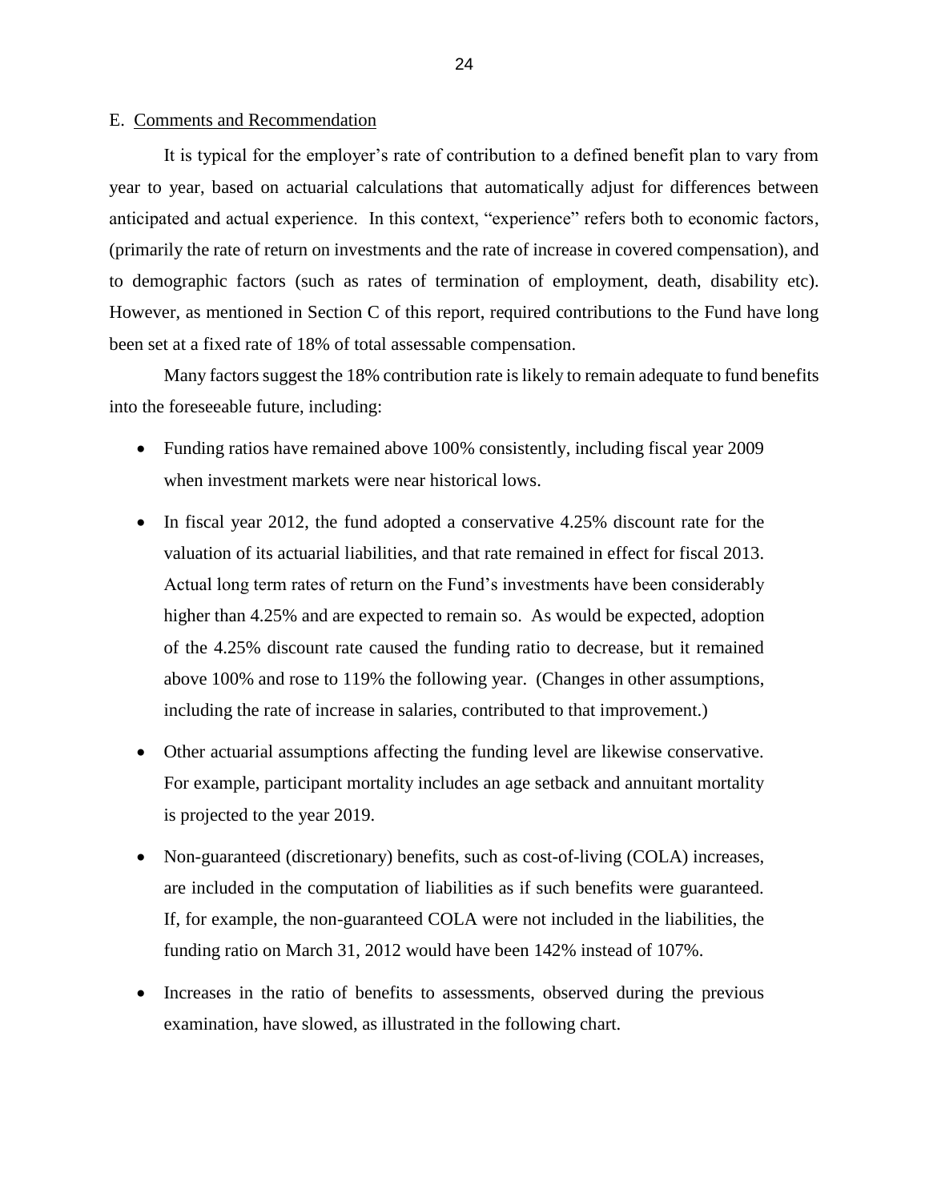## E. Comments and Recommendation

It is typical for the employer's rate of contribution to a defined benefit plan to vary from year to year, based on actuarial calculations that automatically adjust for differences between anticipated and actual experience. In this context, "experience" refers both to economic factors, (primarily the rate of return on investments and the rate of increase in covered compensation), and to demographic factors (such as rates of termination of employment, death, disability etc). However, as mentioned in Section C of this report, required contributions to the Fund have long been set at a fixed rate of 18% of total assessable compensation.

Many factors suggest the 18% contribution rate is likely to remain adequate to fund benefits into the foreseeable future, including:

- Funding ratios have remained above 100% consistently, including fiscal year 2009 when investment markets were near historical lows.
- In fiscal year 2012, the fund adopted a conservative 4.25% discount rate for the valuation of its actuarial liabilities, and that rate remained in effect for fiscal 2013. Actual long term rates of return on the Fund's investments have been considerably higher than 4.25% and are expected to remain so. As would be expected, adoption of the 4.25% discount rate caused the funding ratio to decrease, but it remained above 100% and rose to 119% the following year. (Changes in other assumptions, including the rate of increase in salaries, contributed to that improvement.)
- Other actuarial assumptions affecting the funding level are likewise conservative. For example, participant mortality includes an age setback and annuitant mortality is projected to the year 2019.
- Non-guaranteed (discretionary) benefits, such as cost-of-living (COLA) increases, are included in the computation of liabilities as if such benefits were guaranteed. If, for example, the non-guaranteed COLA were not included in the liabilities, the funding ratio on March 31, 2012 would have been 142% instead of 107%.
- Increases in the ratio of benefits to assessments, observed during the previous examination, have slowed, as illustrated in the following chart.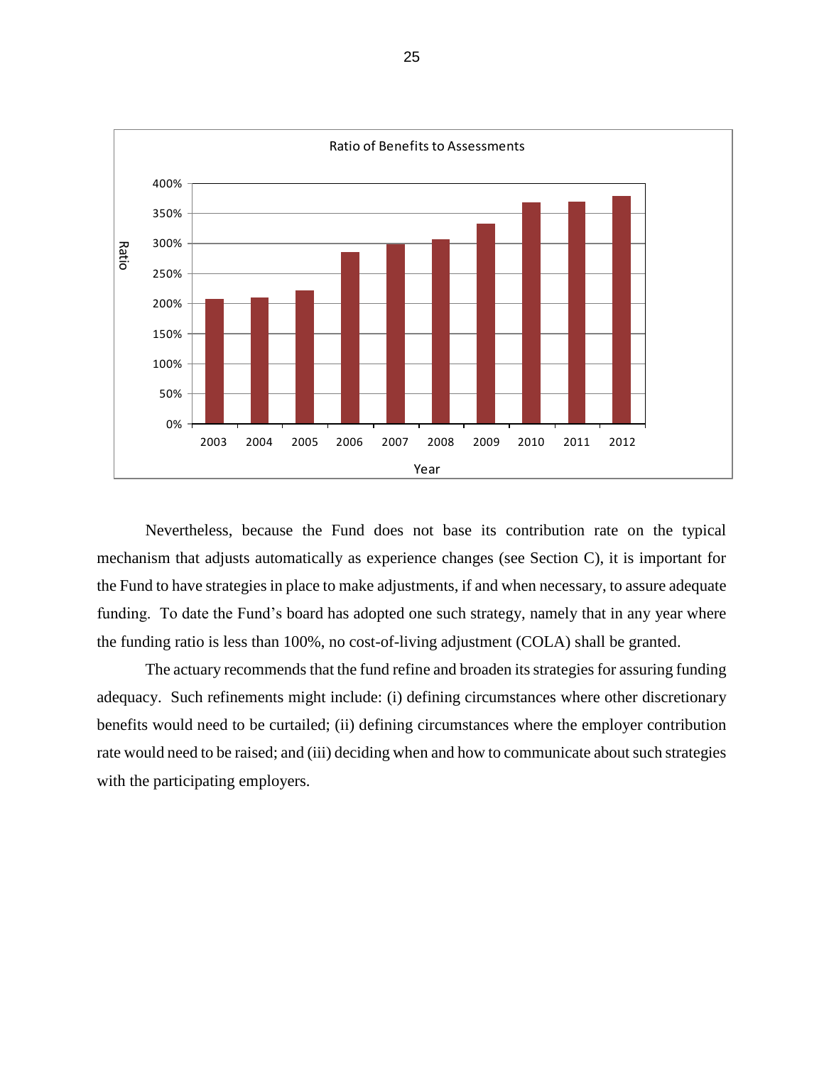Nevertheless, because the Fund does not base its contribution rate on the typical mechanism that adjusts automatically as experience changes (see Section C), it is important for the Fund to have strategies in place to make adjustments, if and when necessary, to assure adequate funding. To date the Fund's board has adopted one such strategy, namely that in any year where the funding ratio is less than 100%, no cost-of-living adjustment (COLA) shall be granted.

The actuary recommends that the fund refine and broaden its strategies for assuring funding adequacy. Such refinements might include: (i) defining circumstances where other discretionary benefits would need to be curtailed; (ii) defining circumstances where the employer contribution rate would need to be raised; and (iii) deciding when and how to communicate about such strategies with the participating employers.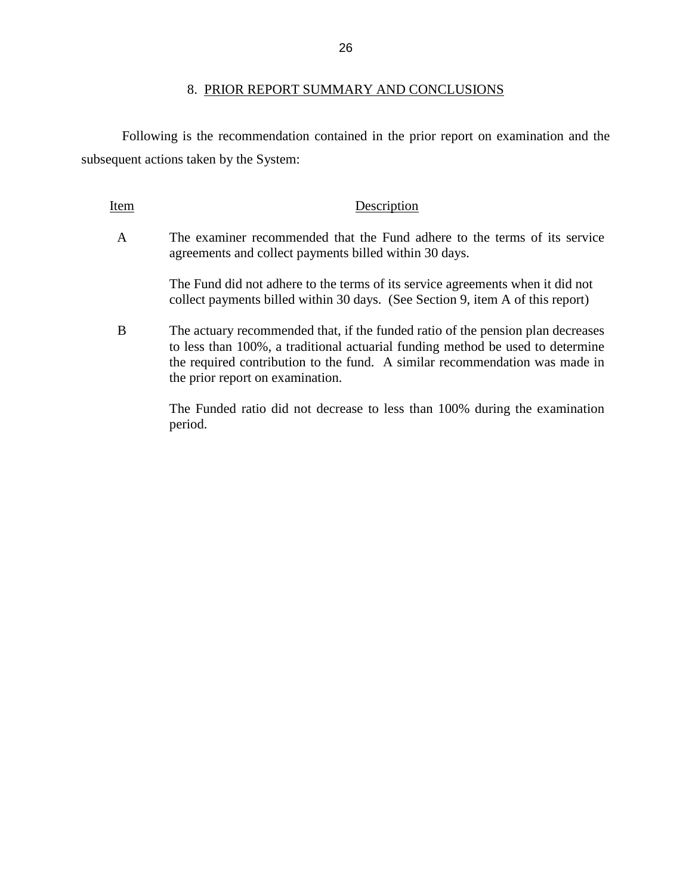## 8. PRIOR REPORT SUMMARY AND CONCLUSIONS

Following is the recommendation contained in the prior report on examination and the subsequent actions taken by the System:

| Item | Description |
|---|---|
| A | The examiner recommended that the Fund adhere to the terms of its service agreements and collect payments billed within 30 days.<br><br>The Fund did not adhere to the terms of its service agreements when it did not collect payments billed within 30 days. (See Section 9, item A of this report) |
| B | The actuary recommended that, if the funded ratio of the pension plan decreases to less than 100%, a traditional actuarial funding method be used to determine the required contribution to the fund. A similar recommendation was made in the prior report on examination.<br><br>The Funded ratio did not decrease to less than 100% during the examination period. |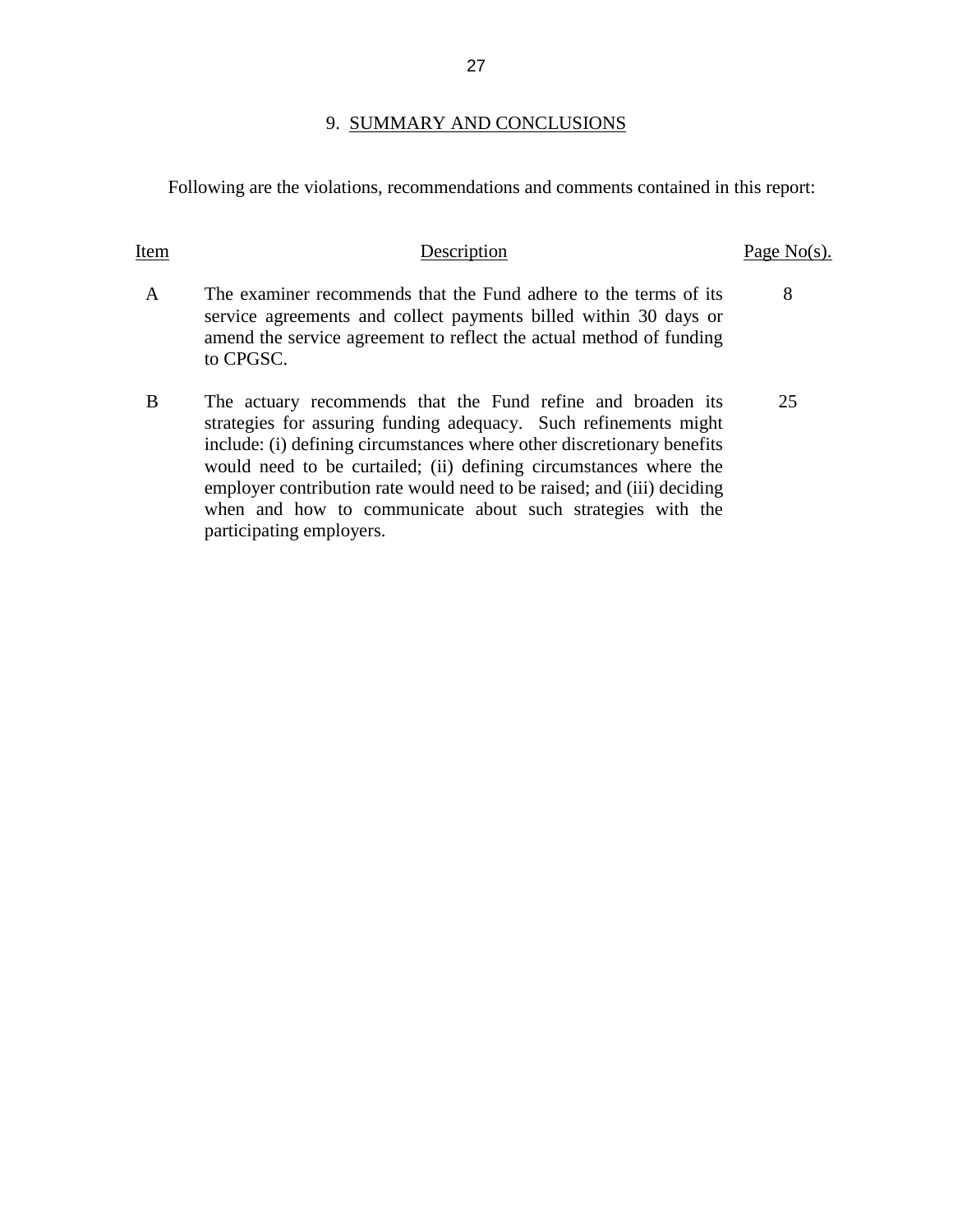## 9. SUMMARY AND CONCLUSIONS

Following are the violations, recommendations and comments contained in this report:

| Item | Description | Page No(s). |
|---|---|---|
| A | The examiner recommends that the Fund adhere to the terms of its service agreements and collect payments billed within 30 days or amend the service agreement to reflect the actual method of funding to CPGSC. | 8 |
| B | The actuary recommends that the Fund refine and broaden its strategies for assuring funding adequacy. Such refinements might include: (i) defining circumstances where other discretionary benefits would need to be curtailed; (ii) defining circumstances where the employer contribution rate would need to be raised; and (iii) deciding when and how to communicate about such strategies with the participating employers. | 25 |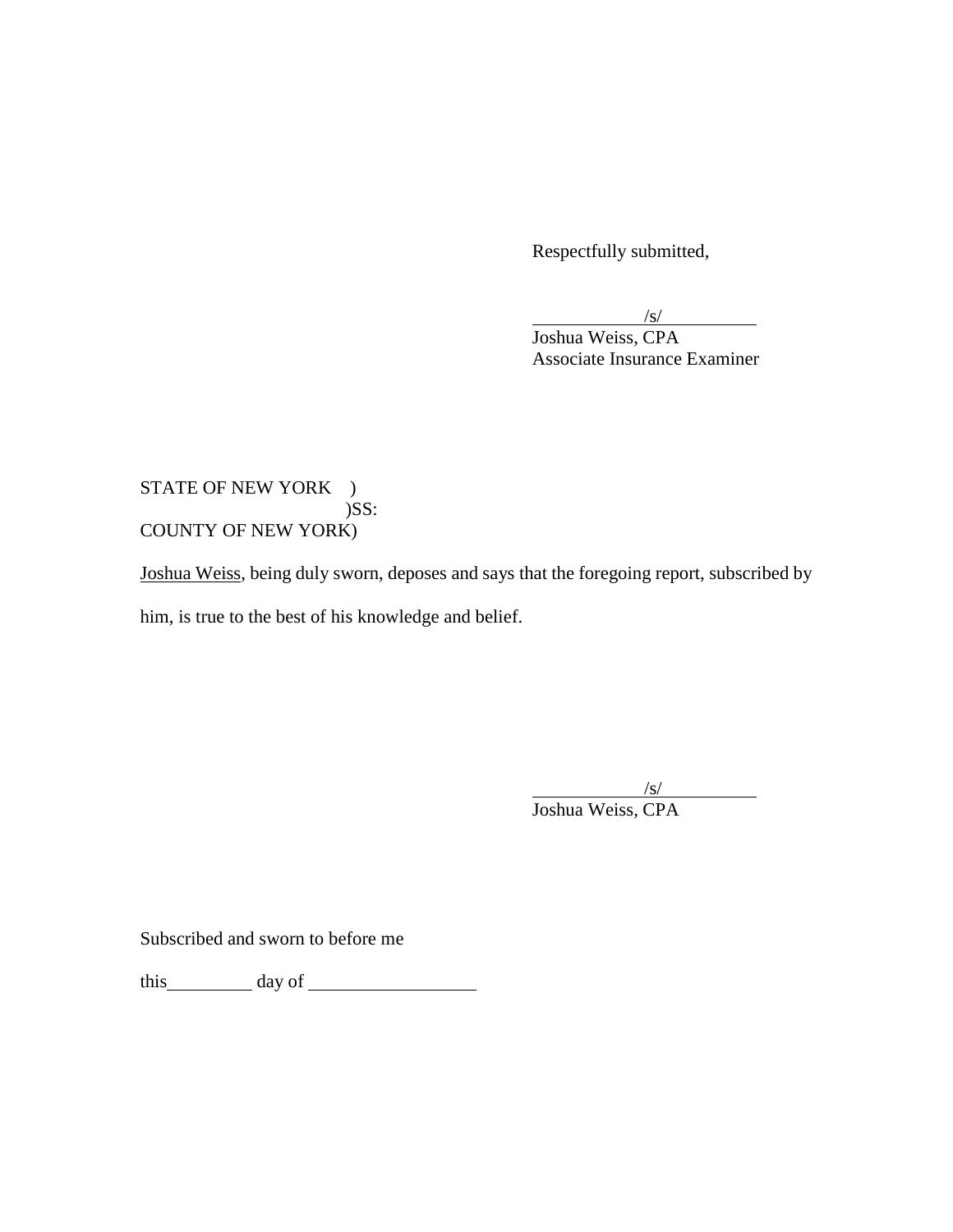Respectfully submitted,

/s/
Joshua Weiss, CPA
Associate Insurance Examiner

STATE OF NEW YORK )
)SS:
COUNTY OF NEW YORK)

Joshua Weiss, being duly sworn, deposes and says that the foregoing report, subscribed by him, is true to the best of his knowledge and belief.

/s/
Joshua Weiss, CPA

Subscribed and sworn to before me

this __________ day of ____________________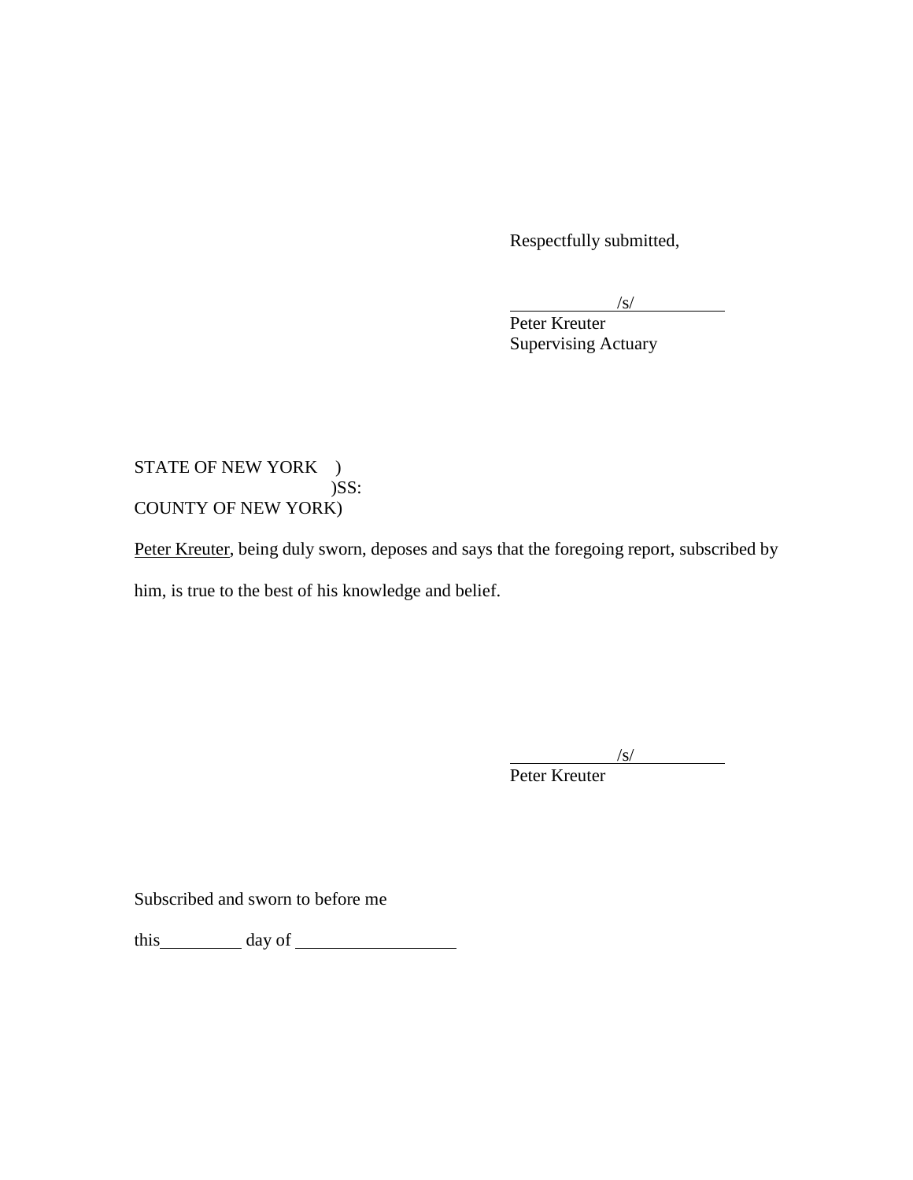Respectfully submitted,

/s/

Peter Kreuter
Supervising Actuary

STATE OF NEW YORK )
)SS:
COUNTY OF NEW YORK)

Peter Kreuter, being duly sworn, deposes and says that the foregoing report, subscribed by him, is true to the best of his knowledge and belief.

/s/

Peter Kreuter

Subscribed and sworn to before me

this\_\_\_\_\_\_\_\_\_ day of \_\_\_\_\_\_\_\_\_\_\_\_\_\_\_\_\_\_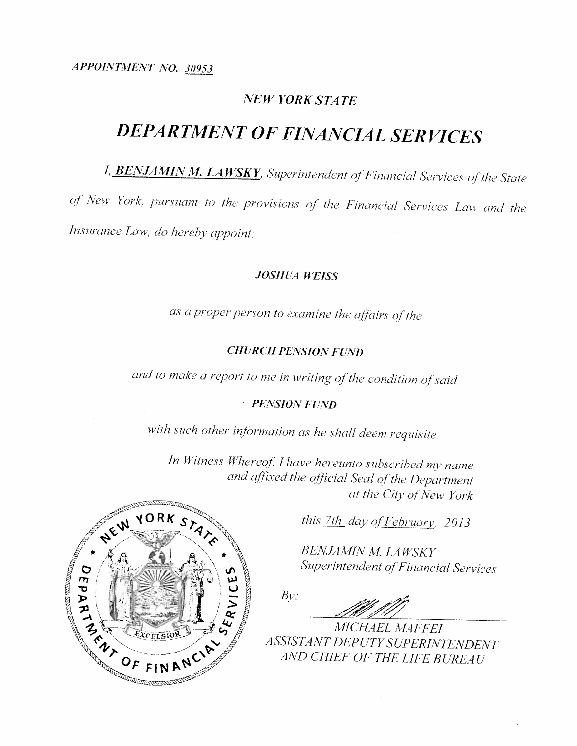*APPOINTMENT NO. 30953*

*NEW YORK STATE*

# *DEPARTMENT OF FINANCIAL SERVICES*

*I, **BENJAMIN M. LAWSKY**, Superintendent of Financial Services of the State of New York, pursuant to the provisions of the Financial Services Law and the Insurance Law, do hereby appoint:*

***JOSHUA WEISS***

*as a proper person to examine the affairs of the*

***CHURCH PENSION FUND***

*and to make a report to me in writing of the condition of said*

***PENSION FUND***

*with such other information as he shall deem requisite.*

*In Witness Whereof, I have hereunto subscribed my name and affixed the official Seal of the Department at the City of New York*

*this 7th day of February, 2013*

NEW YORK STATE DEPARTMENT OF FINANCIAL SERVICES EXCELSIOR

*BENJAMIN M. LAWSKY*
*Superintendent of Financial Services*

*By:*

*MICHAEL MAFFEI*
*ASSISTANT DEPUTY SUPERINTENDENT AND CHIEF OF THE LIFE BUREAU*